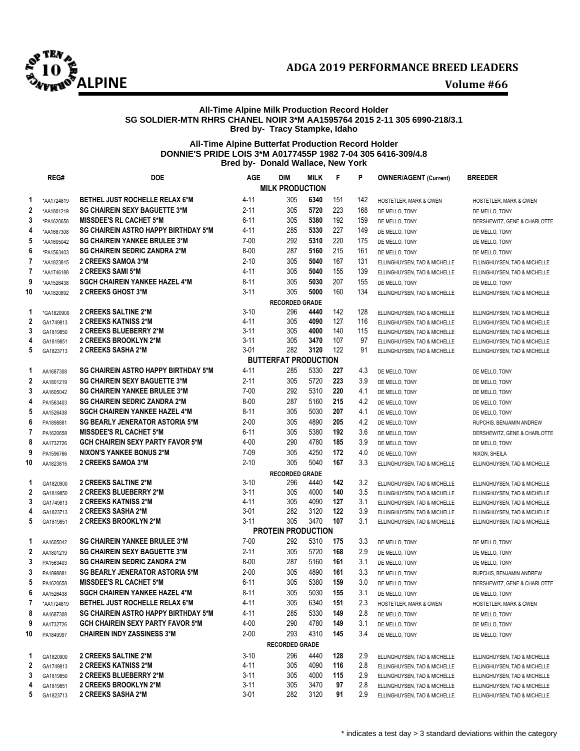# ADGA 2019 PERFORMANCE BREED LEADERS

## ALPINE

**Volume #66**

**All-Time Alpine Milk Production Record Holder**
**SG SOLDIER-MTN RHRS CHANEL NOIR 3*M AA1595764 2015 2-11 305 6990-218/3.1**
**Bred by- Tracy Stampke, Idaho**

**All-Time Alpine Butterfat Production Record Holder**
**DONNIE'S PRIDE LOIS 3*M A0177455P 1982 7-04 305 6416-309/4.8**
**Bred by- Donald Wallace, New York**

| | REG# | DOE | AGE | DIM | MILK | F | P | OWNER/AGENT (Current) | BREEDER |
|---|---|---|---|---|---|---|---|---|---|
| | | | | **MILK PRODUCTION** | | | | | |
| 1 | *AA1724819 | **BETHEL JUST ROCHELLE RELAX 6*M** | 4-11 | 305 | **6340** | 151 | 142 | HOSTETLER, MARK & GWEN | HOSTETLER, MARK & GWEN |
| 2 | *AA1801219 | **SG CHAIREIN SEXY BAGUETTE 3*M** | 2-11 | 305 | **5720** | 223 | 168 | DE MELLO, TONY | DE MELLO, TONY |
| 3 | *PA1620658 | **MISSDEE'S RL CACHET 5*M** | 6-11 | 305 | **5380** | 192 | 159 | DE MELLO, TONY | DERSHEWITZ, GENE & CHARLOTTE |
| 4 | *AA1687308 | **SG CHAIREIN ASTRO HAPPY BIRTHDAY 5*M** | 4-11 | 285 | **5330** | 227 | 149 | DE MELLO, TONY | DE MELLO, TONY |
| 5 | *AA1605042 | **SG CHAIREIN YANKEE BRULEE 3*M** | 7-00 | 292 | **5310** | 220 | 175 | DE MELLO, TONY | DE MELLO, TONY |
| 6 | *PA1563403 | **SG CHAIREIN SEDRIC ZANDRA 2*M** | 8-00 | 287 | **5160** | 215 | 161 | DE MELLO, TONY | DE MELLO, TONY |
| 7 | *AA1823815 | **2 CREEKS SAMOA 3*M** | 2-10 | 305 | **5040** | 167 | 131 | ELLINGHUYSEN, TAD & MICHELLE | ELLINGHUYSEN, TAD & MICHELLE |
| 7 | *AA1746188 | **2 CREEKS SAMI 5*M** | 4-11 | 305 | **5040** | 155 | 139 | ELLINGHUYSEN, TAD & MICHELLE | ELLINGHUYSEN, TAD & MICHELLE |
| 9 | *AA1526438 | **SGCH CHAIREIN YANKEE HAZEL 4*M** | 8-11 | 305 | **5030** | 207 | 155 | DE MELLO, TONY | DE MELLO, TONY |
| 10 | *AA1820892 | **2 CREEKS GHOST 3*M** | 3-11 | 305 | **5000** | 160 | 134 | ELLINGHUYSEN, TAD & MICHELLE | ELLINGHUYSEN, TAD & MICHELLE |
| | | | | **RECORDED GRADE** | | | | | |
| 1 | *GA1820900 | **2 CREEKS SALTINE 2*M** | 3-10 | 296 | **4440** | 142 | 128 | ELLINGHUYSEN, TAD & MICHELLE | ELLINGHUYSEN, TAD & MICHELLE |
| 2 | GA1749813 | **2 CREEKS KATNISS 2*M** | 4-11 | 305 | **4090** | 127 | 116 | ELLINGHUYSEN, TAD & MICHELLE | ELLINGHUYSEN, TAD & MICHELLE |
| 3 | GA1819850 | **2 CREEKS BLUEBERRY 2*M** | 3-11 | 305 | **4000** | 140 | 115 | ELLINGHUYSEN, TAD & MICHELLE | ELLINGHUYSEN, TAD & MICHELLE |
| 4 | GA1819851 | **2 CREEKS BROOKLYN 2*M** | 3-11 | 305 | **3470** | 107 | 97 | ELLINGHUYSEN, TAD & MICHELLE | ELLINGHUYSEN, TAD & MICHELLE |
| 5 | GA1823713 | **2 CREEKS SASHA 2*M** | 3-01 | 282 | **3120** | 122 | 91 | ELLINGHUYSEN, TAD & MICHELLE | ELLINGHUYSEN, TAD & MICHELLE |
| | | | | **BUTTERFAT PRODUCTION** | | | | | |
| 1 | AA1687308 | **SG CHAIREIN ASTRO HAPPY BIRTHDAY 5*M** | 4-11 | 285 | 5330 | **227** | 4.3 | DE MELLO, TONY | DE MELLO, TONY |
| 2 | AA1801219 | **SG CHAIREIN SEXY BAGUETTE 3*M** | 2-11 | 305 | 5720 | **223** | 3.9 | DE MELLO, TONY | DE MELLO, TONY |
| 3 | AA1605042 | **SG CHAIREIN YANKEE BRULEE 3*M** | 7-00 | 292 | 5310 | **220** | 4.1 | DE MELLO, TONY | DE MELLO, TONY |
| 4 | PA1563403 | **SG CHAIREIN SEDRIC ZANDRA 2*M** | 8-00 | 287 | 5160 | **215** | 4.2 | DE MELLO, TONY | DE MELLO, TONY |
| 5 | AA1526438 | **SGCH CHAIREIN YANKEE HAZEL 4*M** | 8-11 | 305 | 5030 | **207** | 4.1 | DE MELLO, TONY | DE MELLO, TONY |
| 6 | PA1898881 | **SG BEARLY JENERATOR ASTORIA 5*M** | 2-00 | 305 | 4890 | **205** | 4.2 | DE MELLO, TONY | RUPCHIS, BENJAMIN ANDREW |
| 7 | PA1620658 | **MISSDEE'S RL CACHET 5*M** | 6-11 | 305 | 5380 | **192** | 3.6 | DE MELLO, TONY | DERSHEWITZ, GENE & CHARLOTTE |
| 8 | AA1732726 | **GCH CHAIREIN SEXY PARTY FAVOR 5*M** | 4-00 | 290 | 4780 | **185** | 3.9 | DE MELLO, TONY | DE MELLO, TONY |
| 9 | PA1596766 | **NIXON'S YANKEE BONUS 2*M** | 7-09 | 305 | 4250 | **172** | 4.0 | DE MELLO, TONY | NIXON, SHEILA |
| 10 | AA1823815 | **2 CREEKS SAMOA 3*M** | 2-10 | 305 | 5040 | **167** | 3.3 | ELLINGHUYSEN, TAD & MICHELLE | ELLINGHUYSEN, TAD & MICHELLE |
| | | | | **RECORDED GRADE** | | | | | |
| 1 | GA1820900 | **2 CREEKS SALTINE 2*M** | 3-10 | 296 | 4440 | **142** | 3.2 | ELLINGHUYSEN, TAD & MICHELLE | ELLINGHUYSEN, TAD & MICHELLE |
| 2 | GA1819850 | **2 CREEKS BLUEBERRY 2*M** | 3-11 | 305 | 4000 | **140** | 3.5 | ELLINGHUYSEN, TAD & MICHELLE | ELLINGHUYSEN, TAD & MICHELLE |
| 3 | GA1749813 | **2 CREEKS KATNISS 2*M** | 4-11 | 305 | 4090 | **127** | 3.1 | ELLINGHUYSEN, TAD & MICHELLE | ELLINGHUYSEN, TAD & MICHELLE |
| 4 | GA1823713 | **2 CREEKS SASHA 2*M** | 3-01 | 282 | 3120 | **122** | 3.9 | ELLINGHUYSEN, TAD & MICHELLE | ELLINGHUYSEN, TAD & MICHELLE |
| 5 | GA1819851 | **2 CREEKS BROOKLYN 2*M** | 3-11 | 305 | 3470 | **107** | 3.1 | ELLINGHUYSEN, TAD & MICHELLE | ELLINGHUYSEN, TAD & MICHELLE |
| | | | | **PROTEIN PRODUCTION** | | | | | |
| 1 | AA1605042 | **SG CHAIREIN YANKEE BRULEE 3*M** | 7-00 | 292 | 5310 | **175** | 3.3 | DE MELLO, TONY | DE MELLO, TONY |
| 2 | AA1801219 | **SG CHAIREIN SEXY BAGUETTE 3*M** | 2-11 | 305 | 5720 | **168** | 2.9 | DE MELLO, TONY | DE MELLO, TONY |
| 3 | PA1563403 | **SG CHAIREIN SEDRIC ZANDRA 2*M** | 8-00 | 287 | 5160 | **161** | 3.1 | DE MELLO, TONY | DE MELLO, TONY |
| 3 | PA1898881 | **SG BEARLY JENERATOR ASTORIA 5*M** | 2-00 | 305 | 4890 | **161** | 3.3 | DE MELLO, TONY | RUPCHIS, BENJAMIN ANDREW |
| 5 | PA1620658 | **MISSDEE'S RL CACHET 5*M** | 6-11 | 305 | 5380 | **159** | 3.0 | DE MELLO, TONY | DERSHEWITZ, GENE & CHARLOTTE |
| 6 | AA1526438 | **SGCH CHAIREIN YANKEE HAZEL 4*M** | 8-11 | 305 | 5030 | **155** | 3.1 | DE MELLO, TONY | DE MELLO, TONY |
| 7 | *AA1724819 | **BETHEL JUST ROCHELLE RELAX 6*M** | 4-11 | 305 | 6340 | **151** | 2.3 | HOSTETLER, MARK & GWEN | HOSTETLER, MARK & GWEN |
| 8 | AA1687308 | **SG CHAIREIN ASTRO HAPPY BIRTHDAY 5*M** | 4-11 | 285 | 5330 | **149** | 2.8 | DE MELLO, TONY | DE MELLO, TONY |
| 9 | AA1732726 | **GCH CHAIREIN SEXY PARTY FAVOR 5*M** | 4-00 | 290 | 4780 | **149** | 3.1 | DE MELLO, TONY | DE MELLO, TONY |
| 10 | PA1849997 | **CHAIREIN INDY ZASSINESS 3*M** | 2-00 | 293 | 4310 | **145** | 3.4 | DE MELLO, TONY | DE MELLO, TONY |
| | | | | **RECORDED GRADE** | | | | | |
| 1 | GA1820900 | **2 CREEKS SALTINE 2*M** | 3-10 | 296 | 4440 | **128** | 2.9 | ELLINGHUYSEN, TAD & MICHELLE | ELLINGHUYSEN, TAD & MICHELLE |
| 2 | GA1749813 | **2 CREEKS KATNISS 2*M** | 4-11 | 305 | 4090 | **116** | 2.8 | ELLINGHUYSEN, TAD & MICHELLE | ELLINGHUYSEN, TAD & MICHELLE |
| 3 | GA1819850 | **2 CREEKS BLUEBERRY 2*M** | 3-11 | 305 | 4000 | **115** | 2.9 | ELLINGHUYSEN, TAD & MICHELLE | ELLINGHUYSEN, TAD & MICHELLE |
| 4 | GA1819851 | **2 CREEKS BROOKLYN 2*M** | 3-11 | 305 | 3470 | **97** | 2.8 | ELLINGHUYSEN, TAD & MICHELLE | ELLINGHUYSEN, TAD & MICHELLE |
| 5 | GA1823713 | **2 CREEKS SASHA 2*M** | 3-01 | 282 | 3120 | **91** | 2.9 | ELLINGHUYSEN, TAD & MICHELLE | ELLINGHUYSEN, TAD & MICHELLE |

* indicates a test day > 3 standard deviations within the category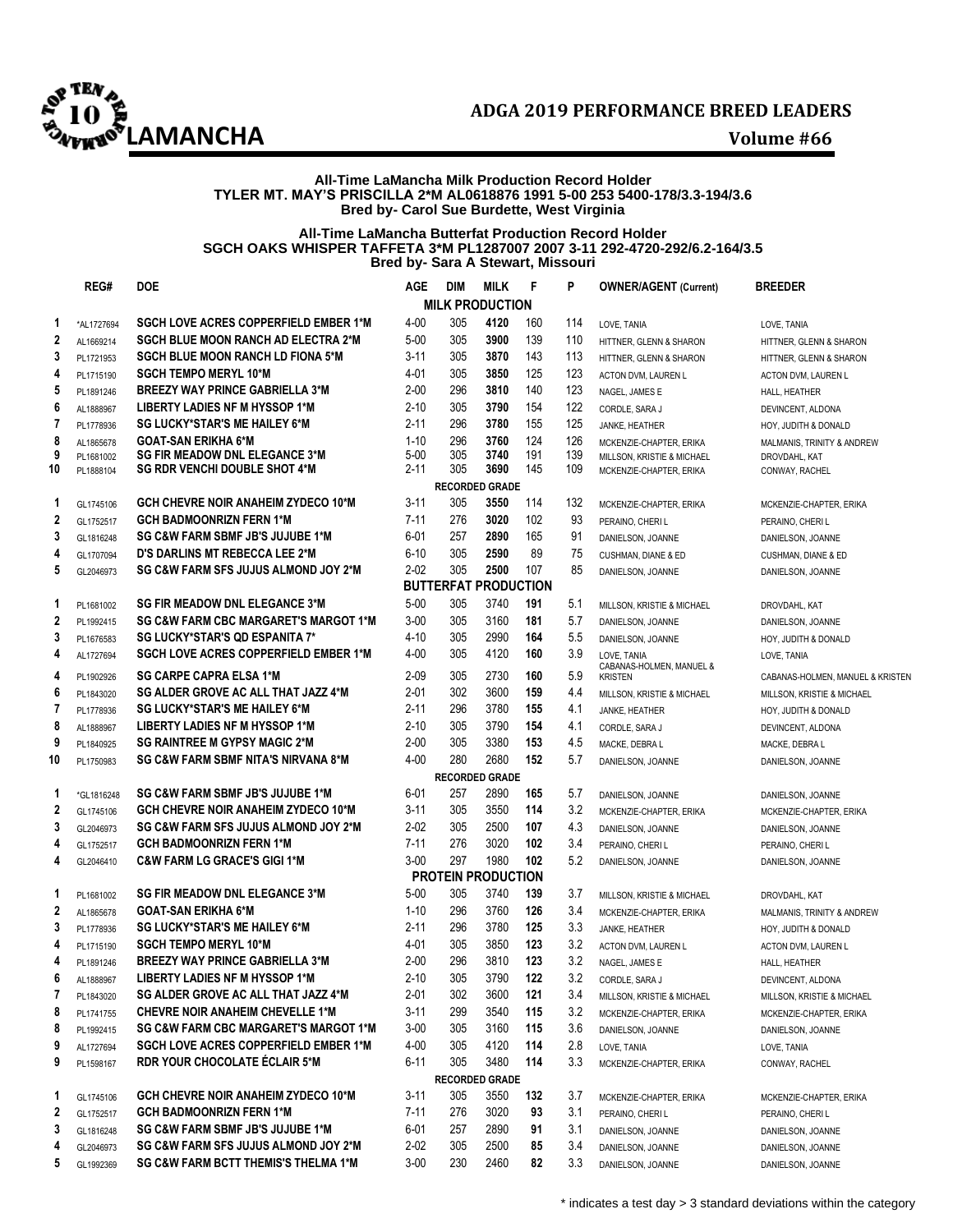# ADGA 2019 PERFORMANCE BREED LEADERS

## LAMANCHA

Volume #66

**All-Time LaMancha Milk Production Record Holder**
**TYLER MT. MAY'S PRISCILLA 2*M AL0618876 1991 5-00 253 5400-178/3.3-194/3.6**
**Bred by- Carol Sue Burdette, West Virginia**

**All-Time LaMancha Butterfat Production Record Holder**
**SGCH OAKS WHISPER TAFFETA 3*M PL1287007 2007 3-11 292-4720-292/6.2-164/3.5**
**Bred by- Sara A Stewart, Missouri**

| | REG# | DOE | AGE | DIM | MILK | F | P | OWNER/AGENT (Current) | BREEDER |
|---|---|---|---|---|---|---|---|---|---|
| | | | | **MILK PRODUCTION** | | | | | |
| 1 | *AL1727694 | SGCH LOVE ACRES COPPERFIELD EMBER 1*M | 4-00 | 305 | **4120** | 160 | 114 | LOVE, TANIA | LOVE, TANIA |
| 2 | AL1669214 | SGCH BLUE MOON RANCH AD ELECTRA 2*M | 5-00 | 305 | **3900** | 139 | 110 | HITTNER, GLENN & SHARON | HITTNER, GLENN & SHARON |
| 3 | PL1721953 | SGCH BLUE MOON RANCH LD FIONA 5*M | 3-11 | 305 | **3870** | 143 | 113 | HITTNER, GLENN & SHARON | HITTNER, GLENN & SHARON |
| 4 | PL1715190 | SGCH TEMPO MERYL 10*M | 4-01 | 305 | **3850** | 125 | 123 | ACTON DVM, LAUREN L | ACTON DVM, LAUREN L |
| 5 | PL1891246 | BREEZY WAY PRINCE GABRIELLA 3*M | 2-00 | 296 | **3810** | 140 | 123 | NAGEL, JAMES E | HALL, HEATHER |
| 6 | AL1888967 | LIBERTY LADIES NF M HYSSOP 1*M | 2-10 | 305 | **3790** | 154 | 122 | CORDLE, SARA J | DEVINCENT, ALDONA |
| 7 | PL1778936 | SG LUCKY*STAR'S ME HAILEY 6*M | 2-11 | 296 | **3780** | 155 | 125 | JANKE, HEATHER | HOY, JUDITH & DONALD |
| 8 | AL1865678 | GOAT-SAN ERIKHA 6*M | 1-10 | 296 | **3760** | 124 | 126 | MCKENZIE-CHAPTER, ERIKA | MALMANIS, TRINITY & ANDREW |
| 9 | PL1681002 | SG FIR MEADOW DNL ELEGANCE 3*M | 5-00 | 305 | **3740** | 191 | 139 | MILLSON, KRISTIE & MICHAEL | DROVDAHL, KAT |
| 10 | PL1888104 | SG RDR VENCHI DOUBLE SHOT 4*M | 2-11 | 305 | **3690** | 145 | 109 | MCKENZIE-CHAPTER, ERIKA | CONWAY, RACHEL |
| | | | | **RECORDED GRADE** | | | | | |
| 1 | GL1745106 | GCH CHEVRE NOIR ANAHEIM ZYDECO 10*M | 3-11 | 305 | **3550** | 114 | 132 | MCKENZIE-CHAPTER, ERIKA | MCKENZIE-CHAPTER, ERIKA |
| 2 | GL1752517 | GCH BADMOONRIZN FERN 1*M | 7-11 | 276 | **3020** | 102 | 93 | PERAINO, CHERI L | PERAINO, CHERI L |
| 3 | GL1816248 | SG C&W FARM SBMF JB'S JUJUBE 1*M | 6-01 | 257 | **2890** | 165 | 91 | DANIELSON, JOANNE | DANIELSON, JOANNE |
| 4 | GL1707094 | D'S DARLINS MT REBECCA LEE 2*M | 6-10 | 305 | **2590** | 89 | 75 | CUSHMAN, DIANE & ED | CUSHMAN, DIANE & ED |
| 5 | GL2046973 | SG C&W FARM SFS JUJUS ALMOND JOY 2*M | 2-02 | 305 | **2500** | 107 | 85 | DANIELSON, JOANNE | DANIELSON, JOANNE |
| | | | | **BUTTERFAT PRODUCTION** | | | | | |
| 1 | PL1681002 | SG FIR MEADOW DNL ELEGANCE 3*M | 5-00 | 305 | 3740 | **191** | 5.1 | MILLSON, KRISTIE & MICHAEL | DROVDAHL, KAT |
| 2 | PL1992415 | SG C&W FARM CBC MARGARET'S MARGOT 1*M | 3-00 | 305 | 3160 | **181** | 5.7 | DANIELSON, JOANNE | DANIELSON, JOANNE |
| 3 | PL1676583 | SG LUCKY*STAR'S QD ESPANITA 7* | 4-10 | 305 | 2990 | **164** | 5.5 | DANIELSON, JOANNE | HOY, JUDITH & DONALD |
| 4 | AL1727694 | SGCH LOVE ACRES COPPERFIELD EMBER 1*M | 4-00 | 305 | 4120 | **160** | 3.9 | LOVE, TANIA | LOVE, TANIA |
| 4 | PL1902926 | SG CARPE CAPRA ELSA 1*M | 2-09 | 305 | 2730 | **160** | 5.9 | CABANAS-HOLMEN, MANUEL & KRISTEN | CABANAS-HOLMEN, MANUEL & KRISTEN |
| 6 | PL1843020 | SG ALDER GROVE AC ALL THAT JAZZ 4*M | 2-01 | 302 | 3600 | **159** | 4.4 | MILLSON, KRISTIE & MICHAEL | MILLSON, KRISTIE & MICHAEL |
| 7 | PL1778936 | SG LUCKY*STAR'S ME HAILEY 6*M | 2-11 | 296 | 3780 | **155** | 4.1 | JANKE, HEATHER | HOY, JUDITH & DONALD |
| 8 | AL1888967 | LIBERTY LADIES NF M HYSSOP 1*M | 2-10 | 305 | 3790 | **154** | 4.1 | CORDLE, SARA J | DEVINCENT, ALDONA |
| 9 | PL1840925 | SG RAINTREE M GYPSY MAGIC 2*M | 2-00 | 305 | 3380 | **153** | 4.5 | MACKE, DEBRA L | MACKE, DEBRA L |
| 10 | PL1750983 | SG C&W FARM SBMF NITA'S NIRVANA 8*M | 4-00 | 280 | 2680 | **152** | 5.7 | DANIELSON, JOANNE | DANIELSON, JOANNE |
| | | | | **RECORDED GRADE** | | | | | |
| 1 | *GL1816248 | SG C&W FARM SBMF JB'S JUJUBE 1*M | 6-01 | 257 | 2890 | **165** | 5.7 | DANIELSON, JOANNE | DANIELSON, JOANNE |
| 2 | GL1745106 | GCH CHEVRE NOIR ANAHEIM ZYDECO 10*M | 3-11 | 305 | 3550 | **114** | 3.2 | MCKENZIE-CHAPTER, ERIKA | MCKENZIE-CHAPTER, ERIKA |
| 3 | GL2046973 | SG C&W FARM SFS JUJUS ALMOND JOY 2*M | 2-02 | 305 | 2500 | **107** | 4.3 | DANIELSON, JOANNE | DANIELSON, JOANNE |
| 4 | GL1752517 | GCH BADMOONRIZN FERN 1*M | 7-11 | 276 | 3020 | **102** | 3.4 | PERAINO, CHERI L | PERAINO, CHERI L |
| 4 | GL2046410 | C&W FARM LG GRACE'S GIGI 1*M | 3-00 | 297 | 1980 | **102** | 5.2 | DANIELSON, JOANNE | DANIELSON, JOANNE |
| | | | | **PROTEIN PRODUCTION** | | | | | |
| 1 | PL1681002 | SG FIR MEADOW DNL ELEGANCE 3*M | 5-00 | 305 | 3740 | **139** | 3.7 | MILLSON, KRISTIE & MICHAEL | DROVDAHL, KAT |
| 2 | AL1865678 | GOAT-SAN ERIKHA 6*M | 1-10 | 296 | 3760 | **126** | 3.4 | MCKENZIE-CHAPTER, ERIKA | MALMANIS, TRINITY & ANDREW |
| 3 | PL1778936 | SG LUCKY*STAR'S ME HAILEY 6*M | 2-11 | 296 | 3780 | **125** | 3.3 | JANKE, HEATHER | HOY, JUDITH & DONALD |
| 4 | PL1715190 | SGCH TEMPO MERYL 10*M | 4-01 | 305 | 3850 | **123** | 3.2 | ACTON DVM, LAUREN L | ACTON DVM, LAUREN L |
| 4 | PL1891246 | BREEZY WAY PRINCE GABRIELLA 3*M | 2-00 | 296 | 3810 | **123** | 3.2 | NAGEL, JAMES E | HALL, HEATHER |
| 6 | AL1888967 | LIBERTY LADIES NF M HYSSOP 1*M | 2-10 | 305 | 3790 | **122** | 3.2 | CORDLE, SARA J | DEVINCENT, ALDONA |
| 7 | PL1843020 | SG ALDER GROVE AC ALL THAT JAZZ 4*M | 2-01 | 302 | 3600 | **121** | 3.4 | MILLSON, KRISTIE & MICHAEL | MILLSON, KRISTIE & MICHAEL |
| 8 | PL1741755 | CHEVRE NOIR ANAHEIM CHEVELLE 1*M | 3-11 | 299 | 3540 | **115** | 3.2 | MCKENZIE-CHAPTER, ERIKA | MCKENZIE-CHAPTER, ERIKA |
| 8 | PL1992415 | SG C&W FARM CBC MARGARET'S MARGOT 1*M | 3-00 | 305 | 3160 | **115** | 3.6 | DANIELSON, JOANNE | DANIELSON, JOANNE |
| 9 | AL1727694 | SGCH LOVE ACRES COPPERFIELD EMBER 1*M | 4-00 | 305 | 4120 | **114** | 2.8 | LOVE, TANIA | LOVE, TANIA |
| 9 | PL1598167 | RDR YOUR CHOCOLATE ÉCLAIR 5*M | 6-11 | 305 | 3480 | **114** | 3.3 | MCKENZIE-CHAPTER, ERIKA | CONWAY, RACHEL |
| | | | | **RECORDED GRADE** | | | | | |
| 1 | GL1745106 | GCH CHEVRE NOIR ANAHEIM ZYDECO 10*M | 3-11 | 305 | 3550 | **132** | 3.7 | MCKENZIE-CHAPTER, ERIKA | MCKENZIE-CHAPTER, ERIKA |
| 2 | GL1752517 | GCH BADMOONRIZN FERN 1*M | 7-11 | 276 | 3020 | **93** | 3.1 | PERAINO, CHERI L | PERAINO, CHERI L |
| 3 | GL1816248 | SG C&W FARM SBMF JB'S JUJUBE 1*M | 6-01 | 257 | 2890 | **91** | 3.1 | DANIELSON, JOANNE | DANIELSON, JOANNE |
| 4 | GL2046973 | SG C&W FARM SFS JUJUS ALMOND JOY 2*M | 2-02 | 305 | 2500 | **85** | 3.4 | DANIELSON, JOANNE | DANIELSON, JOANNE |
| 5 | GL1992369 | SG C&W FARM BCTT THEMIS'S THELMA 1*M | 3-00 | 230 | 2460 | **82** | 3.3 | DANIELSON, JOANNE | DANIELSON, JOANNE |

\* indicates a test day > 3 standard deviations within the category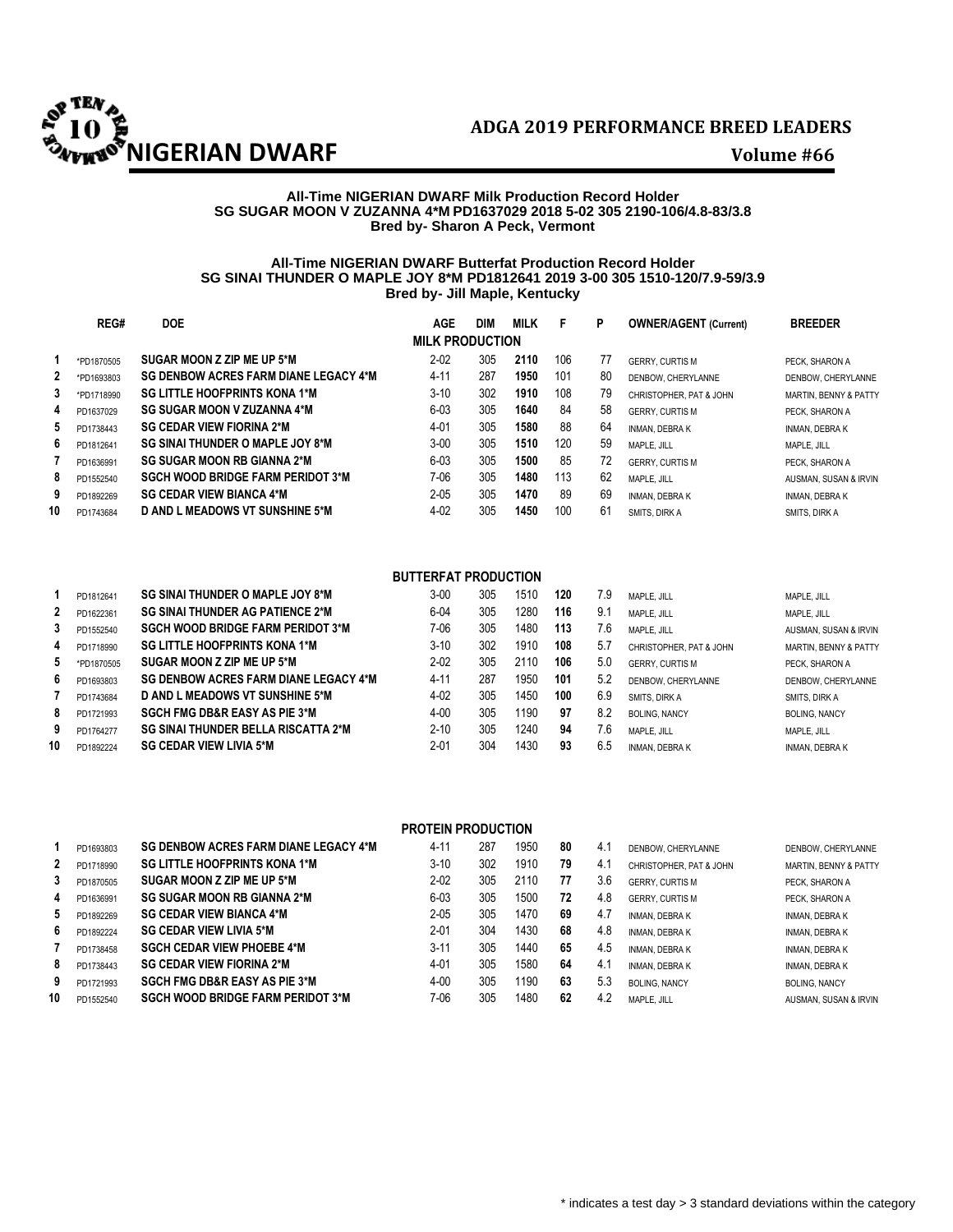# NIGERIAN DWARF

## ADGA 2019 PERFORMANCE BREED LEADERS

**Volume #66**

**All-Time NIGERIAN DWARF Milk Production Record Holder**
**SG SUGAR MOON V ZUZANNA 4*M PD1637029 2018 5-02 305 2190-106/4.8-83/3.8**
**Bred by- Sharon A Peck, Vermont**

**All-Time NIGERIAN DWARF Butterfat Production Record Holder**
**SG SINAI THUNDER O MAPLE JOY 8*M PD1812641 2019 3-00 305 1510-120/7.9-59/3.9**
**Bred by- Jill Maple, Kentucky**

### MILK PRODUCTION

| | REG# | DOE | AGE | DIM | MILK | F | P | OWNER/AGENT (Current) | BREEDER |
|---|---|---|---|---|---|---|---|---|---|
| 1 | *PD1870505 | SUGAR MOON Z ZIP ME UP 5*M | 2-02 | 305 | 2110 | 106 | 77 | GERRY, CURTIS M | PECK, SHARON A |
| 2 | *PD1693803 | SG DENBOW ACRES FARM DIANE LEGACY 4*M | 4-11 | 287 | 1950 | 101 | 80 | DENBOW, CHERYLANNE | DENBOW, CHERYLANNE |
| 3 | *PD1718990 | SG LITTLE HOOFPRINTS KONA 1*M | 3-10 | 302 | 1910 | 108 | 79 | CHRISTOPHER, PAT & JOHN | MARTIN, BENNY & PATTY |
| 4 | PD1637029 | SG SUGAR MOON V ZUZANNA 4*M | 6-03 | 305 | 1640 | 84 | 58 | GERRY, CURTIS M | PECK, SHARON A |
| 5 | PD1738443 | SG CEDAR VIEW FIORINA 2*M | 4-01 | 305 | 1580 | 88 | 64 | INMAN, DEBRA K | INMAN, DEBRA K |
| 6 | PD1812641 | SG SINAI THUNDER O MAPLE JOY 8*M | 3-00 | 305 | 1510 | 120 | 59 | MAPLE, JILL | MAPLE, JILL |
| 7 | PD1636991 | SG SUGAR MOON RB GIANNA 2*M | 6-03 | 305 | 1500 | 85 | 72 | GERRY, CURTIS M | PECK, SHARON A |
| 8 | PD1552540 | SGCH WOOD BRIDGE FARM PERIDOT 3*M | 7-06 | 305 | 1480 | 113 | 62 | MAPLE, JILL | AUSMAN, SUSAN & IRVIN |
| 9 | PD1892269 | SG CEDAR VIEW BIANCA 4*M | 2-05 | 305 | 1470 | 89 | 69 | INMAN, DEBRA K | INMAN, DEBRA K |
| 10 | PD1743684 | D AND L MEADOWS VT SUNSHINE 5*M | 4-02 | 305 | 1450 | 100 | 61 | SMITS, DIRK A | SMITS, DIRK A |

### BUTTERFAT PRODUCTION

| | REG# | DOE | AGE | DIM | MILK | F | % | OWNER/AGENT (Current) | BREEDER |
|---|---|---|---|---|---|---|---|---|---|
| 1 | PD1812641 | SG SINAI THUNDER O MAPLE JOY 8*M | 3-00 | 305 | 1510 | 120 | 7.9 | MAPLE, JILL | MAPLE, JILL |
| 2 | PD1622361 | SG SINAI THUNDER AG PATIENCE 2*M | 6-04 | 305 | 1280 | 116 | 9.1 | MAPLE, JILL | MAPLE, JILL |
| 3 | PD1552540 | SGCH WOOD BRIDGE FARM PERIDOT 3*M | 7-06 | 305 | 1480 | 113 | 7.6 | MAPLE, JILL | AUSMAN, SUSAN & IRVIN |
| 4 | PD1718990 | SG LITTLE HOOFPRINTS KONA 1*M | 3-10 | 302 | 1910 | 108 | 5.7 | CHRISTOPHER, PAT & JOHN | MARTIN, BENNY & PATTY |
| 5 | *PD1870505 | SUGAR MOON Z ZIP ME UP 5*M | 2-02 | 305 | 2110 | 106 | 5.0 | GERRY, CURTIS M | PECK, SHARON A |
| 6 | PD1693803 | SG DENBOW ACRES FARM DIANE LEGACY 4*M | 4-11 | 287 | 1950 | 101 | 5.2 | DENBOW, CHERYLANNE | DENBOW, CHERYLANNE |
| 7 | PD1743684 | D AND L MEADOWS VT SUNSHINE 5*M | 4-02 | 305 | 1450 | 100 | 6.9 | SMITS, DIRK A | SMITS, DIRK A |
| 8 | PD1721993 | SGCH FMG DB&R EASY AS PIE 3*M | 4-00 | 305 | 1190 | 97 | 8.2 | BOLING, NANCY | BOLING, NANCY |
| 9 | PD1764277 | SG SINAI THUNDER BELLA RISCATTA 2*M | 2-10 | 305 | 1240 | 94 | 7.6 | MAPLE, JILL | MAPLE, JILL |
| 10 | PD1892224 | SG CEDAR VIEW LIVIA 5*M | 2-01 | 304 | 1430 | 93 | 6.5 | INMAN, DEBRA K | INMAN, DEBRA K |

### PROTEIN PRODUCTION

| | REG# | DOE | AGE | DIM | MILK | P | % | OWNER/AGENT (Current) | BREEDER |
|---|---|---|---|---|---|---|---|---|---|
| 1 | PD1693803 | SG DENBOW ACRES FARM DIANE LEGACY 4*M | 4-11 | 287 | 1950 | 80 | 4.1 | DENBOW, CHERYLANNE | DENBOW, CHERYLANNE |
| 2 | PD1718990 | SG LITTLE HOOFPRINTS KONA 1*M | 3-10 | 302 | 1910 | 79 | 4.1 | CHRISTOPHER, PAT & JOHN | MARTIN, BENNY & PATTY |
| 3 | PD1870505 | SUGAR MOON Z ZIP ME UP 5*M | 2-02 | 305 | 2110 | 77 | 3.6 | GERRY, CURTIS M | PECK, SHARON A |
| 4 | PD1636991 | SG SUGAR MOON RB GIANNA 2*M | 6-03 | 305 | 1500 | 72 | 4.8 | GERRY, CURTIS M | PECK, SHARON A |
| 5 | PD1892269 | SG CEDAR VIEW BIANCA 4*M | 2-05 | 305 | 1470 | 69 | 4.7 | INMAN, DEBRA K | INMAN, DEBRA K |
| 6 | PD1892224 | SG CEDAR VIEW LIVIA 5*M | 2-01 | 304 | 1430 | 68 | 4.8 | INMAN, DEBRA K | INMAN, DEBRA K |
| 7 | PD1738458 | SGCH CEDAR VIEW PHOEBE 4*M | 3-11 | 305 | 1440 | 65 | 4.5 | INMAN, DEBRA K | INMAN, DEBRA K |
| 8 | PD1738443 | SG CEDAR VIEW FIORINA 2*M | 4-01 | 305 | 1580 | 64 | 4.1 | INMAN, DEBRA K | INMAN, DEBRA K |
| 9 | PD1721993 | SGCH FMG DB&R EASY AS PIE 3*M | 4-00 | 305 | 1190 | 63 | 5.3 | BOLING, NANCY | BOLING, NANCY |
| 10 | PD1552540 | SGCH WOOD BRIDGE FARM PERIDOT 3*M | 7-06 | 305 | 1480 | 62 | 4.2 | MAPLE, JILL | AUSMAN, SUSAN & IRVIN |

* indicates a test day > 3 standard deviations within the category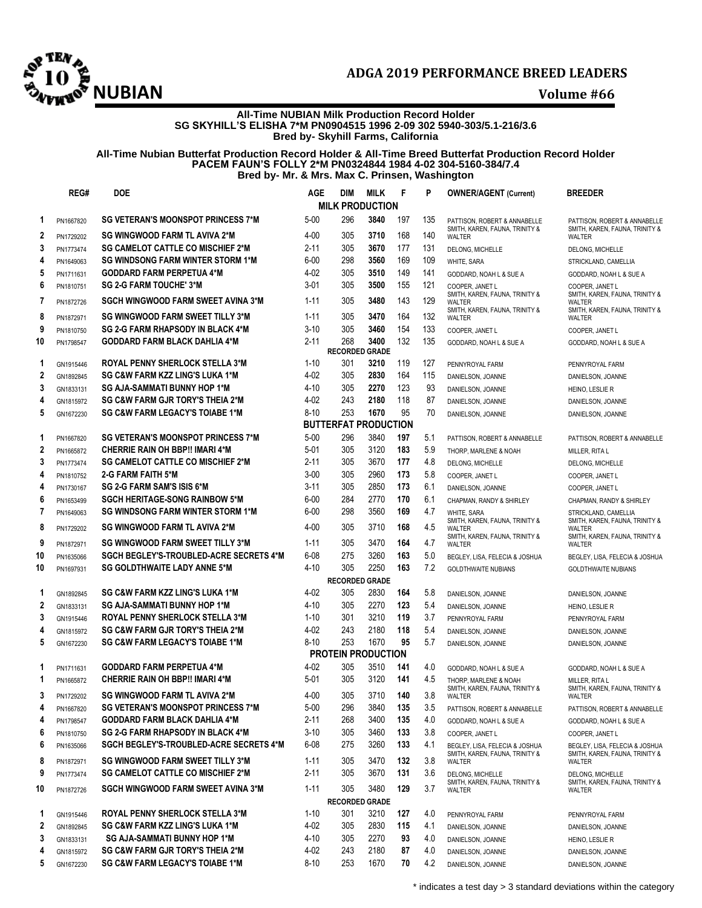# ADGA 2019 PERFORMANCE BREED LEADERS

## NUBIAN

Volume #66

**All-Time NUBIAN Milk Production Record Holder**
**SG SKYHILL'S ELISHA 7*M PN0904515 1996 2-09 302 5940-303/5.1-216/3.6**
**Bred by- Skyhill Farms, California**

**All-Time Nubian Butterfat Production Record Holder & All-Time Breed Butterfat Production Record Holder**
**PACEM FAUN'S FOLLY 2*M PN0324844 1984 4-02 304-5160-384/7.4**
**Bred by- Mr. & Mrs. Max C. Prinsen, Washington**

| | REG# | DOE | AGE | DIM | MILK | F | P | OWNER/AGENT (Current) | BREEDER |
|---|---|---|---|---|---|---|---|---|---|
| | | | | | **MILK PRODUCTION** | | | | |
| 1 | PN1667820 | SG VETERAN'S MOONSPOT PRINCESS 7*M | 5-00 | 296 | **3840** | 197 | 135 | PATTISON, ROBERT & ANNABELLE | PATTISON, ROBERT & ANNABELLE |
| 2 | PN1729202 | SG WINGWOOD FARM TL AVIVA 2*M | 4-00 | 305 | **3710** | 168 | 140 | SMITH, KAREN, FAUNA, TRINITY & WALTER | SMITH, KAREN, FAUNA, TRINITY & WALTER |
| 3 | PN1773474 | SG CAMELOT CATTLE CO MISCHIEF 2*M | 2-11 | 305 | **3670** | 177 | 131 | DELONG, MICHELLE | DELONG, MICHELLE |
| 4 | PN1649063 | SG WINDSONG FARM WINTER STORM 1*M | 6-00 | 298 | **3560** | 169 | 109 | WHITE, SARA | STRICKLAND, CAMELLIA |
| 5 | PN1711631 | GODDARD FARM PERPETUA 4*M | 4-02 | 305 | **3510** | 149 | 141 | GODDARD, NOAH L & SUE A | GODDARD, NOAH L & SUE A |
| 6 | PN1810751 | SG 2-G FARM TOUCHE' 3*M | 3-01 | 305 | **3500** | 155 | 121 | COOPER, JANET L | COOPER, JANET L |
| 7 | PN1872726 | SGCH WINGWOOD FARM SWEET AVINA 3*M | 1-11 | 305 | **3480** | 143 | 129 | SMITH, KAREN, FAUNA, TRINITY & WALTER | SMITH, KAREN, FAUNA, TRINITY & WALTER |
| 8 | PN1872971 | SG WINGWOOD FARM SWEET TILLY 3*M | 1-11 | 305 | **3470** | 164 | 132 | SMITH, KAREN, FAUNA, TRINITY & WALTER | SMITH, KAREN, FAUNA, TRINITY & WALTER |
| 9 | PN1810750 | SG 2-G FARM RHAPSODY IN BLACK 4*M | 3-10 | 305 | **3460** | 154 | 133 | COOPER, JANET L | COOPER, JANET L |
| 10 | PN1798547 | GODDARD FARM BLACK DAHLIA 4*M | 2-11 | 268 | **3400** | 132 | 135 | GODDARD, NOAH L & SUE A | GODDARD, NOAH L & SUE A |
| | | | | | **RECORDED GRADE** | | | | |
| 1 | GN1915446 | ROYAL PENNY SHERLOCK STELLA 3*M | 1-10 | 301 | **3210** | 119 | 127 | PENNYROYAL FARM | PENNYROYAL FARM |
| 2 | GN1892845 | SG C&W FARM KZZ LING'S LUKA 1*M | 4-02 | 305 | **2830** | 164 | 115 | DANIELSON, JOANNE | DANIELSON, JOANNE |
| 3 | GN1833131 | SG AJA-SAMMATI BUNNY HOP 1*M | 4-10 | 305 | **2270** | 123 | 93 | DANIELSON, JOANNE | HEINO, LESLIE R |
| 4 | GN1815972 | SG C&W FARM GJR TORY'S THEIA 2*M | 4-02 | 243 | **2180** | 118 | 87 | DANIELSON, JOANNE | DANIELSON, JOANNE |
| 5 | GN1672230 | SG C&W FARM LEGACY'S TOIABE 1*M | 8-10 | 253 | **1670** | 95 | 70 | DANIELSON, JOANNE | DANIELSON, JOANNE |
| | | | | | **BUTTERFAT PRODUCTION** | | | | |
| 1 | PN1667820 | SG VETERAN'S MOONSPOT PRINCESS 7*M | 5-00 | 296 | 3840 | **197** | 5.1 | PATTISON, ROBERT & ANNABELLE | PATTISON, ROBERT & ANNABELLE |
| 2 | PN1665872 | CHERRIE RAIN OH BBP!! IMARI 4*M | 5-01 | 305 | 3120 | **183** | 5.9 | THORP, MARLENE & NOAH | MILLER, RITA L |
| 3 | PN1773474 | SG CAMELOT CATTLE CO MISCHIEF 2*M | 2-11 | 305 | 3670 | **177** | 4.8 | DELONG, MICHELLE | DELONG, MICHELLE |
| 4 | PN1810752 | 2-G FARM FAITH 5*M | 3-00 | 305 | 2960 | **173** | 5.8 | COOPER, JANET L | COOPER, JANET L |
| 4 | PN1730167 | SG 2-G FARM SAM'S ISIS 6*M | 3-11 | 305 | 2850 | **173** | 6.1 | DANIELSON, JOANNE | COOPER, JANET L |
| 6 | PN1653499 | SGCH HERITAGE-SONG RAINBOW 5*M | 6-00 | 284 | 2770 | **170** | 6.1 | CHAPMAN, RANDY & SHIRLEY | CHAPMAN, RANDY & SHIRLEY |
| 7 | PN1649063 | SG WINDSONG FARM WINTER STORM 1*M | 6-00 | 298 | 3560 | **169** | 4.7 | WHITE, SARA | STRICKLAND, CAMELLIA |
| 8 | PN1729202 | SG WINGWOOD FARM TL AVIVA 2*M | 4-00 | 305 | 3710 | **168** | 4.5 | SMITH, KAREN, FAUNA, TRINITY & WALTER | SMITH, KAREN, FAUNA, TRINITY & WALTER |
| 9 | PN1872971 | SG WINGWOOD FARM SWEET TILLY 3*M | 1-11 | 305 | 3470 | **164** | 4.7 | SMITH, KAREN, FAUNA, TRINITY & WALTER | SMITH, KAREN, FAUNA, TRINITY & WALTER |
| 10 | PN1635066 | SGCH BEGLEY'S-TROUBLED-ACRE SECRETS 4*M | 6-08 | 275 | 3260 | **163** | 5.0 | BEGLEY, LISA, FELECIA & JOSHUA | BEGLEY, LISA, FELECIA & JOSHUA |
| 10 | PN1697931 | SG GOLDTHWAITE LADY ANNE 5*M | 4-10 | 305 | 2250 | **163** | 7.2 | GOLDTHWAITE NUBIANS | GOLDTHWAITE NUBIANS |
| | | | | | **RECORDED GRADE** | | | | |
| 1 | GN1892845 | SG C&W FARM KZZ LING'S LUKA 1*M | 4-02 | 305 | 2830 | **164** | 5.8 | DANIELSON, JOANNE | DANIELSON, JOANNE |
| 2 | GN1833131 | SG AJA-SAMMATI BUNNY HOP 1*M | 4-10 | 305 | 2270 | **123** | 5.4 | DANIELSON, JOANNE | HEINO, LESLIE R |
| 3 | GN1915446 | ROYAL PENNY SHERLOCK STELLA 3*M | 1-10 | 301 | 3210 | **119** | 3.7 | PENNYROYAL FARM | PENNYROYAL FARM |
| 4 | GN1815972 | SG C&W FARM GJR TORY'S THEIA 2*M | 4-02 | 243 | 2180 | **118** | 5.4 | DANIELSON, JOANNE | DANIELSON, JOANNE |
| 5 | GN1672230 | SG C&W FARM LEGACY'S TOIABE 1*M | 8-10 | 253 | 1670 | **95** | 5.7 | DANIELSON, JOANNE | DANIELSON, JOANNE |
| | | | | | **PROTEIN PRODUCTION** | | | | |
| 1 | PN1711631 | GODDARD FARM PERPETUA 4*M | 4-02 | 305 | 3510 | **141** | 4.0 | GODDARD, NOAH L & SUE A | GODDARD, NOAH L & SUE A |
| 1 | PN1665872 | CHERRIE RAIN OH BBP!! IMARI 4*M | 5-01 | 305 | 3120 | **141** | 4.5 | THORP, MARLENE & NOAH | MILLER, RITA L |
| 3 | PN1729202 | SG WINGWOOD FARM TL AVIVA 2*M | 4-00 | 305 | 3710 | **140** | 3.8 | SMITH, KAREN, FAUNA, TRINITY & WALTER | SMITH, KAREN, FAUNA, TRINITY & WALTER |
| 4 | PN1667820 | SG VETERAN'S MOONSPOT PRINCESS 7*M | 5-00 | 296 | 3840 | **135** | 3.5 | PATTISON, ROBERT & ANNABELLE | PATTISON, ROBERT & ANNABELLE |
| 4 | PN1798547 | GODDARD FARM BLACK DAHLIA 4*M | 2-11 | 268 | 3400 | **135** | 4.0 | GODDARD, NOAH L & SUE A | GODDARD, NOAH L & SUE A |
| 6 | PN1810750 | SG 2-G FARM RHAPSODY IN BLACK 4*M | 3-10 | 305 | 3460 | **133** | 3.8 | COOPER, JANET L | COOPER, JANET L |
| 6 | PN1635066 | SGCH BEGLEY'S-TROUBLED-ACRE SECRETS 4*M | 6-08 | 275 | 3260 | **133** | 4.1 | BEGLEY, LISA, FELECIA & JOSHUA | BEGLEY, LISA, FELECIA & JOSHUA |
| 8 | PN1872971 | SG WINGWOOD FARM SWEET TILLY 3*M | 1-11 | 305 | 3470 | **132** | 3.8 | SMITH, KAREN, FAUNA, TRINITY & WALTER | SMITH, KAREN, FAUNA, TRINITY & WALTER |
| 9 | PN1773474 | SG CAMELOT CATTLE CO MISCHIEF 2*M | 2-11 | 305 | 3670 | **131** | 3.6 | DELONG, MICHELLE | DELONG, MICHELLE |
| 10 | PN1872726 | SGCH WINGWOOD FARM SWEET AVINA 3*M | 1-11 | 305 | 3480 | **129** | 3.7 | SMITH, KAREN, FAUNA, TRINITY & WALTER | SMITH, KAREN, FAUNA, TRINITY & WALTER |
| | | | | | **RECORDED GRADE** | | | | |
| 1 | GN1915446 | ROYAL PENNY SHERLOCK STELLA 3*M | 1-10 | 301 | 3210 | **127** | 4.0 | PENNYROYAL FARM | PENNYROYAL FARM |
| 2 | GN1892845 | SG C&W FARM KZZ LING'S LUKA 1*M | 4-02 | 305 | 2830 | **115** | 4.1 | DANIELSON, JOANNE | DANIELSON, JOANNE |
| 3 | GN1833131 | SG AJA-SAMMATI BUNNY HOP 1*M | 4-10 | 305 | 2270 | **93** | 4.0 | DANIELSON, JOANNE | HEINO, LESLIE R |
| 4 | GN1815972 | SG C&W FARM GJR TORY'S THEIA 2*M | 4-02 | 243 | 2180 | **87** | 4.0 | DANIELSON, JOANNE | DANIELSON, JOANNE |
| 5 | GN1672230 | SG C&W FARM LEGACY'S TOIABE 1*M | 8-10 | 253 | 1670 | **70** | 4.2 | DANIELSON, JOANNE | DANIELSON, JOANNE |

\* indicates a test day > 3 standard deviations within the category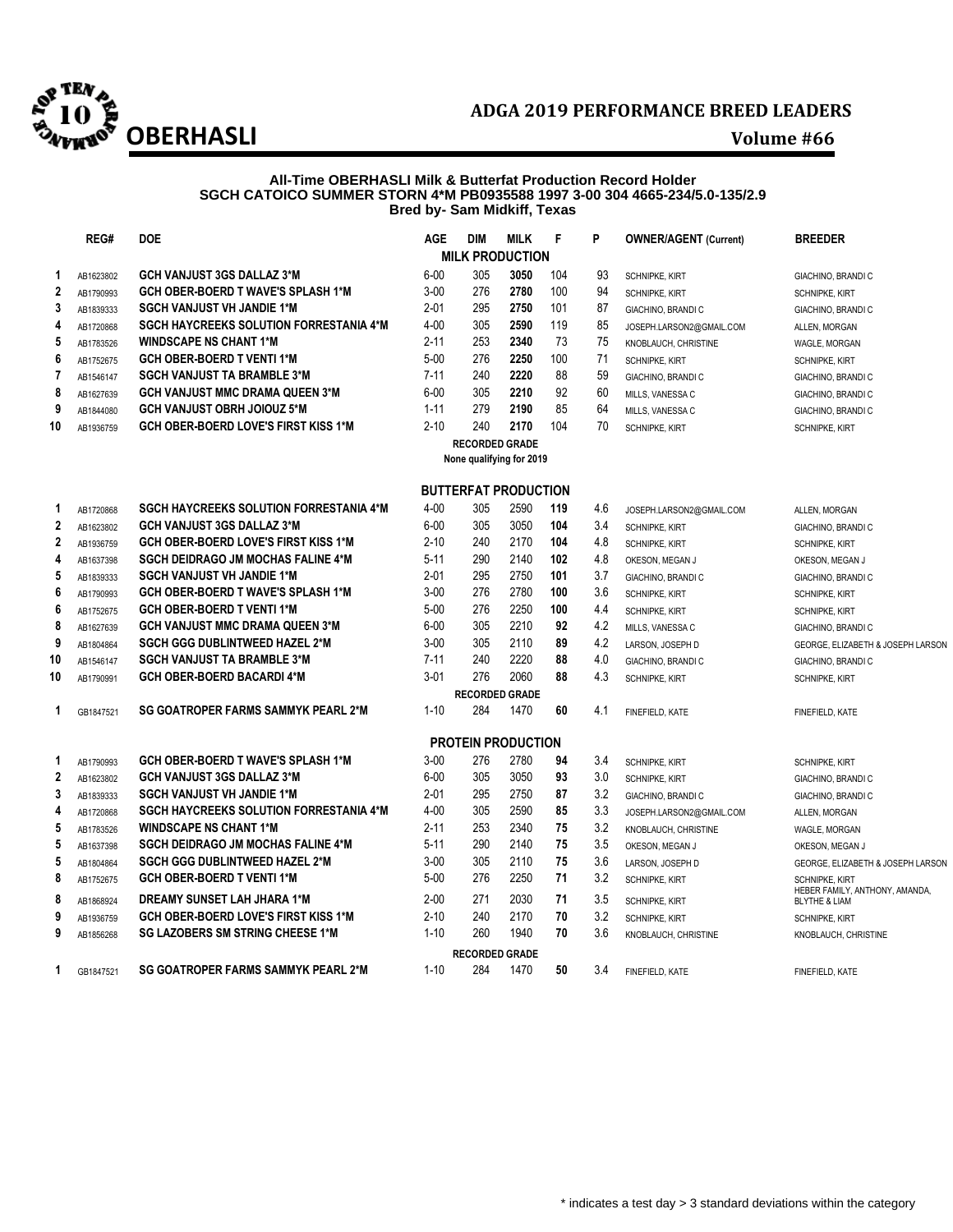# ADGA 2019 PERFORMANCE BREED LEADERS

## OBERHASLI

**Volume #66**

**All-Time OBERHASLI Milk & Butterfat Production Record Holder**
**SGCH CATOICO SUMMER STORN 4*M PB0935588 1997 3-00 304 4665-234/5.0-135/2.9**
**Bred by- Sam Midkiff, Texas**

| | REG# | DOE | AGE | DIM | MILK | F | P | OWNER/AGENT (Current) | BREEDER |
|---|---|---|---|---|---|---|---|---|---|
| | | | | | **MILK PRODUCTION** | | | | |
| 1 | AB1623802 | GCH VANJUST 3GS DALLAZ 3*M | 6-00 | 305 | **3050** | 104 | 93 | SCHNIPKE, KIRT | GIACHINO, BRANDI C |
| 2 | AB1790993 | GCH OBER-BOERD T WAVE'S SPLASH 1*M | 3-00 | 276 | **2780** | 100 | 94 | SCHNIPKE, KIRT | SCHNIPKE, KIRT |
| 3 | AB1839333 | SGCH VANJUST VH JANDIE 1*M | 2-01 | 295 | **2750** | 101 | 87 | GIACHINO, BRANDI C | GIACHINO, BRANDI C |
| 4 | AB1720868 | SGCH HAYCREEKS SOLUTION FORRESTANIA 4*M | 4-00 | 305 | **2590** | 119 | 85 | JOSEPH.LARSON2@GMAIL.COM | ALLEN, MORGAN |
| 5 | AB1783526 | WINDSCAPE NS CHANT 1*M | 2-11 | 253 | **2340** | 73 | 75 | KNOBLAUCH, CHRISTINE | WAGLE, MORGAN |
| 6 | AB1752675 | GCH OBER-BOERD T VENTI 1*M | 5-00 | 276 | **2250** | 100 | 71 | SCHNIPKE, KIRT | SCHNIPKE, KIRT |
| 7 | AB1546147 | SGCH VANJUST TA BRAMBLE 3*M | 7-11 | 240 | **2220** | 88 | 59 | GIACHINO, BRANDI C | GIACHINO, BRANDI C |
| 8 | AB1627639 | GCH VANJUST MMC DRAMA QUEEN 3*M | 6-00 | 305 | **2210** | 92 | 60 | MILLS, VANESSA C | GIACHINO, BRANDI C |
| 9 | AB1844080 | GCH VANJUST OBRH JOIOUZ 5*M | 1-11 | 279 | **2190** | 85 | 64 | MILLS, VANESSA C | GIACHINO, BRANDI C |
| 10 | AB1936759 | GCH OBER-BOERD LOVE'S FIRST KISS 1*M | 2-10 | 240 | **2170** | 104 | 70 | SCHNIPKE, KIRT | SCHNIPKE, KIRT |
| | | | | | **RECORDED GRADE** | | | | |
| | | | | | None qualifying for 2019 | | | | |
| | | | | | **BUTTERFAT PRODUCTION** | | | | |
| 1 | AB1720868 | SGCH HAYCREEKS SOLUTION FORRESTANIA 4*M | 4-00 | 305 | 2590 | **119** | 4.6 | JOSEPH.LARSON2@GMAIL.COM | ALLEN, MORGAN |
| 2 | AB1623802 | GCH VANJUST 3GS DALLAZ 3*M | 6-00 | 305 | 3050 | **104** | 3.4 | SCHNIPKE, KIRT | GIACHINO, BRANDI C |
| 2 | AB1936759 | GCH OBER-BOERD LOVE'S FIRST KISS 1*M | 2-10 | 240 | 2170 | **104** | 4.8 | SCHNIPKE, KIRT | SCHNIPKE, KIRT |
| 4 | AB1637398 | SGCH DEIDRAGO JM MOCHAS FALINE 4*M | 5-11 | 290 | 2140 | **102** | 4.8 | OKESON, MEGAN J | OKESON, MEGAN J |
| 5 | AB1839333 | SGCH VANJUST VH JANDIE 1*M | 2-01 | 295 | 2750 | **101** | 3.7 | GIACHINO, BRANDI C | GIACHINO, BRANDI C |
| 6 | AB1790993 | GCH OBER-BOERD T WAVE'S SPLASH 1*M | 3-00 | 276 | 2780 | **100** | 3.6 | SCHNIPKE, KIRT | SCHNIPKE, KIRT |
| 6 | AB1752675 | GCH OBER-BOERD T VENTI 1*M | 5-00 | 276 | 2250 | **100** | 4.4 | SCHNIPKE, KIRT | SCHNIPKE, KIRT |
| 8 | AB1627639 | GCH VANJUST MMC DRAMA QUEEN 3*M | 6-00 | 305 | 2210 | **92** | 4.2 | MILLS, VANESSA C | GIACHINO, BRANDI C |
| 9 | AB1804864 | SGCH GGG DUBLINTWEED HAZEL 2*M | 3-00 | 305 | 2110 | **89** | 4.2 | LARSON, JOSEPH D | GEORGE, ELIZABETH & JOSEPH LARSON |
| 10 | AB1546147 | SGCH VANJUST TA BRAMBLE 3*M | 7-11 | 240 | 2220 | **88** | 4.0 | GIACHINO, BRANDI C | GIACHINO, BRANDI C |
| 10 | AB1790991 | GCH OBER-BOERD BACARDI 4*M | 3-01 | 276 | 2060 | **88** | 4.3 | SCHNIPKE, KIRT | SCHNIPKE, KIRT |
| | | | | | **RECORDED GRADE** | | | | |
| 1 | GB1847521 | SG GOATROPER FARMS SAMMYK PEARL 2*M | 1-10 | 284 | 1470 | **60** | 4.1 | FINEFIELD, KATE | FINEFIELD, KATE |
| | | | | | **PROTEIN PRODUCTION** | | | | |
| 1 | AB1790993 | GCH OBER-BOERD T WAVE'S SPLASH 1*M | 3-00 | 276 | 2780 | **94** | 3.4 | SCHNIPKE, KIRT | SCHNIPKE, KIRT |
| 2 | AB1623802 | GCH VANJUST 3GS DALLAZ 3*M | 6-00 | 305 | 3050 | **93** | 3.0 | SCHNIPKE, KIRT | GIACHINO, BRANDI C |
| 3 | AB1839333 | SGCH VANJUST VH JANDIE 1*M | 2-01 | 295 | 2750 | **87** | 3.2 | GIACHINO, BRANDI C | GIACHINO, BRANDI C |
| 4 | AB1720868 | SGCH HAYCREEKS SOLUTION FORRESTANIA 4*M | 4-00 | 305 | 2590 | **85** | 3.3 | JOSEPH.LARSON2@GMAIL.COM | ALLEN, MORGAN |
| 5 | AB1783526 | WINDSCAPE NS CHANT 1*M | 2-11 | 253 | 2340 | **75** | 3.2 | KNOBLAUCH, CHRISTINE | WAGLE, MORGAN |
| 5 | AB1637398 | SGCH DEIDRAGO JM MOCHAS FALINE 4*M | 5-11 | 290 | 2140 | **75** | 3.5 | OKESON, MEGAN J | OKESON, MEGAN J |
| 5 | AB1804864 | SGCH GGG DUBLINTWEED HAZEL 2*M | 3-00 | 305 | 2110 | **75** | 3.6 | LARSON, JOSEPH D | GEORGE, ELIZABETH & JOSEPH LARSON |
| 8 | AB1752675 | GCH OBER-BOERD T VENTI 1*M | 5-00 | 276 | 2250 | **71** | 3.2 | SCHNIPKE, KIRT | SCHNIPKE, KIRT |
| 8 | AB1868924 | DREAMY SUNSET LAH JHARA 1*M | 2-00 | 271 | 2030 | **71** | 3.5 | SCHNIPKE, KIRT | HEBER FAMILY, ANTHONY, AMANDA, BLYTHE & LIAM |
| 9 | AB1936759 | GCH OBER-BOERD LOVE'S FIRST KISS 1*M | 2-10 | 240 | 2170 | **70** | 3.2 | SCHNIPKE, KIRT | SCHNIPKE, KIRT |
| 9 | AB1856268 | SG LAZOBERS SM STRING CHEESE 1*M | 1-10 | 260 | 1940 | **70** | 3.6 | KNOBLAUCH, CHRISTINE | KNOBLAUCH, CHRISTINE |
| | | | | | **RECORDED GRADE** | | | | |
| 1 | GB1847521 | SG GOATROPER FARMS SAMMYK PEARL 2*M | 1-10 | 284 | 1470 | **50** | 3.4 | FINEFIELD, KATE | FINEFIELD, KATE |

* indicates a test day > 3 standard deviations within the category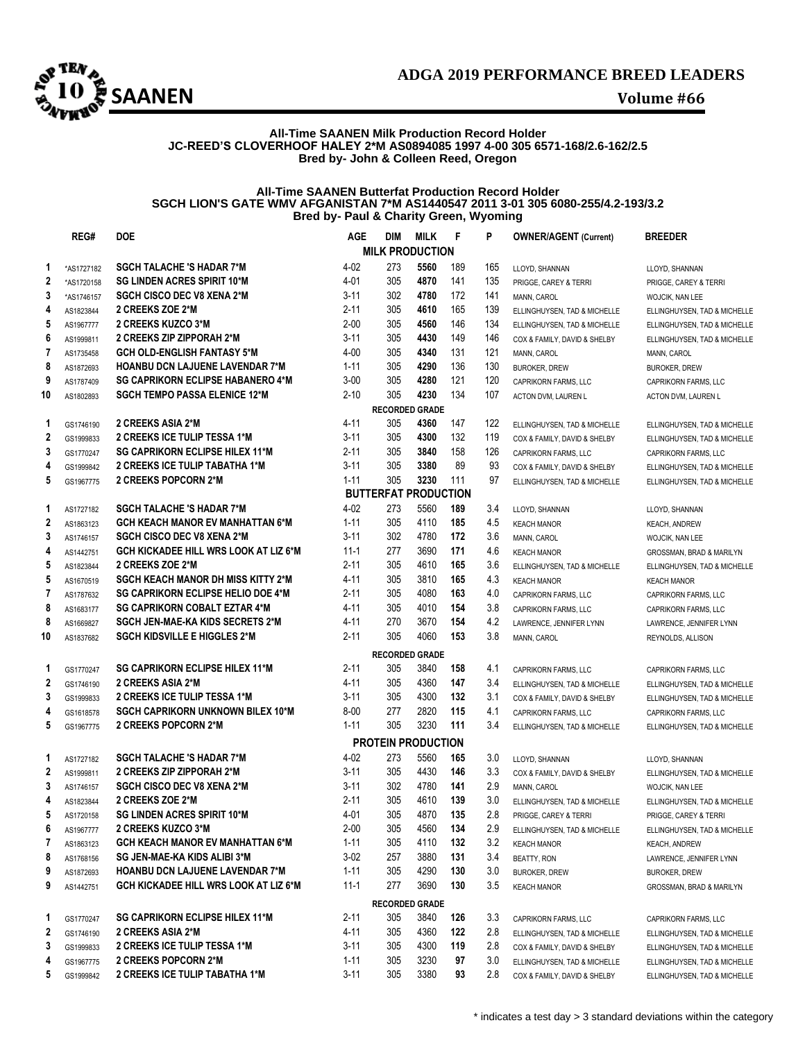# ADGA 2019 PERFORMANCE BREED LEADERS

## SAANEN

**Volume #66**

**All-Time SAANEN Milk Production Record Holder**
**JC-REED'S CLOVERHOOF HALEY 2*M AS0894085 1997 4-00 305 6571-168/2.6-162/2.5**
**Bred by- John & Colleen Reed, Oregon**

**All-Time SAANEN Butterfat Production Record Holder**
**SGCH LION'S GATE WMV AFGANISTAN 7*M AS1440547 2011 3-01 305 6080-255/4.2-193/3.2**
**Bred by- Paul & Charity Green, Wyoming**

| | REG# | DOE | AGE | DIM | MILK | F | P | OWNER/AGENT (Current) | BREEDER |
|---|---|---|---|---|---|---|---|---|---|
| | | | | | **MILK PRODUCTION** | | | | |
| 1 | *AS1727182 | SGCH TALACHE 'S HADAR 7*M | 4-02 | 273 | **5560** | 189 | 165 | LLOYD, SHANNAN | LLOYD, SHANNAN |
| 2 | *AS1720158 | SG LINDEN ACRES SPIRIT 10*M | 4-01 | 305 | **4870** | 141 | 135 | PRIGGE, CAREY & TERRI | PRIGGE, CAREY & TERRI |
| 3 | *AS1746157 | SGCH CISCO DEC V8 XENA 2*M | 3-11 | 302 | **4780** | 172 | 141 | MANN, CAROL | WOJCIK, NAN LEE |
| 4 | AS1823844 | 2 CREEKS ZOE 2*M | 2-11 | 305 | **4610** | 165 | 139 | ELLINGHUYSEN, TAD & MICHELLE | ELLINGHUYSEN, TAD & MICHELLE |
| 5 | AS1967777 | 2 CREEKS KUZCO 3*M | 2-00 | 305 | **4560** | 146 | 134 | ELLINGHUYSEN, TAD & MICHELLE | ELLINGHUYSEN, TAD & MICHELLE |
| 6 | AS1999811 | 2 CREEKS ZIP ZIPPORAH 2*M | 3-11 | 305 | **4430** | 149 | 146 | COX & FAMILY, DAVID & SHELBY | ELLINGHUYSEN, TAD & MICHELLE |
| 7 | AS1735458 | GCH OLD-ENGLISH FANTASY 5*M | 4-00 | 305 | **4340** | 131 | 121 | MANN, CAROL | MANN, CAROL |
| 8 | AS1872693 | HOANBU DCN LAJUENE LAVENDAR 7*M | 1-11 | 305 | **4290** | 136 | 130 | BUROKER, DREW | BUROKER, DREW |
| 9 | AS1787409 | SG CAPRIKORN ECLIPSE HABANERO 4*M | 3-00 | 305 | **4280** | 121 | 120 | CAPRIKORN FARMS, LLC | CAPRIKORN FARMS, LLC |
| 10 | AS1802893 | SGCH TEMPO PASSA ELENICE 12*M | 2-10 | 305 | **4230** | 134 | 107 | ACTON DVM, LAUREN L | ACTON DVM, LAUREN L |
| | | | | | **RECORDED GRADE** | | | | |
| 1 | GS1746190 | 2 CREEKS ASIA 2*M | 4-11 | 305 | **4360** | 147 | 122 | ELLINGHUYSEN, TAD & MICHELLE | ELLINGHUYSEN, TAD & MICHELLE |
| 2 | GS1999833 | 2 CREEKS ICE TULIP TESSA 1*M | 3-11 | 305 | **4300** | 132 | 119 | COX & FAMILY, DAVID & SHELBY | ELLINGHUYSEN, TAD & MICHELLE |
| 3 | GS1770247 | SG CAPRIKORN ECLIPSE HILEX 11*M | 2-11 | 305 | **3840** | 158 | 126 | CAPRIKORN FARMS, LLC | CAPRIKORN FARMS, LLC |
| 4 | GS1999842 | 2 CREEKS ICE TULIP TABATHA 1*M | 3-11 | 305 | **3380** | 89 | 93 | COX & FAMILY, DAVID & SHELBY | ELLINGHUYSEN, TAD & MICHELLE |
| 5 | GS1967775 | 2 CREEKS POPCORN 2*M | 1-11 | 305 | **3230** | 111 | 97 | ELLINGHUYSEN, TAD & MICHELLE | ELLINGHUYSEN, TAD & MICHELLE |
| | | | | | **BUTTERFAT PRODUCTION** | | | | |
| 1 | AS1727182 | SGCH TALACHE 'S HADAR 7*M | 4-02 | 273 | 5560 | **189** | 3.4 | LLOYD, SHANNAN | LLOYD, SHANNAN |
| 2 | AS1863123 | GCH KEACH MANOR EV MANHATTAN 6*M | 1-11 | 305 | 4110 | **185** | 4.5 | KEACH MANOR | KEACH, ANDREW |
| 3 | AS1746157 | SGCH CISCO DEC V8 XENA 2*M | 3-11 | 302 | 4780 | **172** | 3.6 | MANN, CAROL | WOJCIK, NAN LEE |
| 4 | AS1442751 | GCH KICKADEE HILL WRS LOOK AT LIZ 6*M | 11-1 | 277 | 3690 | **171** | 4.6 | KEACH MANOR | GROSSMAN, BRAD & MARILYN |
| 5 | AS1823844 | 2 CREEKS ZOE 2*M | 2-11 | 305 | 4610 | **165** | 3.6 | ELLINGHUYSEN, TAD & MICHELLE | ELLINGHUYSEN, TAD & MICHELLE |
| 5 | AS1670519 | SGCH KEACH MANOR DH MISS KITTY 2*M | 4-11 | 305 | 3810 | **165** | 4.3 | KEACH MANOR | KEACH MANOR |
| 7 | AS1787632 | SG CAPRIKORN ECLIPSE HELIO DOE 4*M | 2-11 | 305 | 4080 | **163** | 4.0 | CAPRIKORN FARMS, LLC | CAPRIKORN FARMS, LLC |
| 8 | AS1683177 | SG CAPRIKORN COBALT EZTAR 4*M | 4-11 | 305 | 4010 | **154** | 3.8 | CAPRIKORN FARMS, LLC | CAPRIKORN FARMS, LLC |
| 8 | AS1669827 | SGCH JEN-MAE-KA KIDS SECRETS 2*M | 4-11 | 270 | 3670 | **154** | 4.2 | LAWRENCE, JENNIFER LYNN | LAWRENCE, JENNIFER LYNN |
| 10 | AS1837682 | SGCH KIDSVILLE E HIGGLES 2*M | 2-11 | 305 | 4060 | **153** | 3.8 | MANN, CAROL | REYNOLDS, ALLISON |
| | | | | | **RECORDED GRADE** | | | | |
| 1 | GS1770247 | SG CAPRIKORN ECLIPSE HILEX 11*M | 2-11 | 305 | 3840 | **158** | 4.1 | CAPRIKORN FARMS, LLC | CAPRIKORN FARMS, LLC |
| 2 | GS1746190 | 2 CREEKS ASIA 2*M | 4-11 | 305 | 4360 | **147** | 3.4 | ELLINGHUYSEN, TAD & MICHELLE | ELLINGHUYSEN, TAD & MICHELLE |
| 3 | GS1999833 | 2 CREEKS ICE TULIP TESSA 1*M | 3-11 | 305 | 4300 | **132** | 3.1 | COX & FAMILY, DAVID & SHELBY | ELLINGHUYSEN, TAD & MICHELLE |
| 4 | GS1618578 | SGCH CAPRIKORN UNKNOWN BILEX 10*M | 8-00 | 277 | 2820 | **115** | 4.1 | CAPRIKORN FARMS, LLC | CAPRIKORN FARMS, LLC |
| 5 | GS1967775 | 2 CREEKS POPCORN 2*M | 1-11 | 305 | 3230 | **111** | 3.4 | ELLINGHUYSEN, TAD & MICHELLE | ELLINGHUYSEN, TAD & MICHELLE |
| | | | | | **PROTEIN PRODUCTION** | | | | |
| 1 | AS1727182 | SGCH TALACHE 'S HADAR 7*M | 4-02 | 273 | 5560 | **165** | 3.0 | LLOYD, SHANNAN | LLOYD, SHANNAN |
| 2 | AS1999811 | 2 CREEKS ZIP ZIPPORAH 2*M | 3-11 | 305 | 4430 | **146** | 3.3 | COX & FAMILY, DAVID & SHELBY | ELLINGHUYSEN, TAD & MICHELLE |
| 3 | AS1746157 | SGCH CISCO DEC V8 XENA 2*M | 3-11 | 302 | 4780 | **141** | 2.9 | MANN, CAROL | WOJCIK, NAN LEE |
| 4 | AS1823844 | 2 CREEKS ZOE 2*M | 2-11 | 305 | 4610 | **139** | 3.0 | ELLINGHUYSEN, TAD & MICHELLE | ELLINGHUYSEN, TAD & MICHELLE |
| 5 | AS1720158 | SG LINDEN ACRES SPIRIT 10*M | 4-01 | 305 | 4870 | **135** | 2.8 | PRIGGE, CAREY & TERRI | PRIGGE, CAREY & TERRI |
| 6 | AS1967777 | 2 CREEKS KUZCO 3*M | 2-00 | 305 | 4560 | **134** | 2.9 | ELLINGHUYSEN, TAD & MICHELLE | ELLINGHUYSEN, TAD & MICHELLE |
| 7 | AS1863123 | GCH KEACH MANOR EV MANHATTAN 6*M | 1-11 | 305 | 4110 | **132** | 3.2 | KEACH MANOR | KEACH, ANDREW |
| 8 | AS1768156 | SG JEN-MAE-KA KIDS ALIBI 3*M | 3-02 | 257 | 3880 | **131** | 3.4 | BEATTY, RON | LAWRENCE, JENNIFER LYNN |
| 9 | AS1872693 | HOANBU DCN LAJUENE LAVENDAR 7*M | 1-11 | 305 | 4290 | **130** | 3.0 | BUROKER, DREW | BUROKER, DREW |
| 9 | AS1442751 | GCH KICKADEE HILL WRS LOOK AT LIZ 6*M | 11-1 | 277 | 3690 | **130** | 3.5 | KEACH MANOR | GROSSMAN, BRAD & MARILYN |
| | | | | | **RECORDED GRADE** | | | | |
| 1 | GS1770247 | SG CAPRIKORN ECLIPSE HILEX 11*M | 2-11 | 305 | 3840 | **126** | 3.3 | CAPRIKORN FARMS, LLC | CAPRIKORN FARMS, LLC |
| 2 | GS1746190 | 2 CREEKS ASIA 2*M | 4-11 | 305 | 4360 | **122** | 2.8 | ELLINGHUYSEN, TAD & MICHELLE | ELLINGHUYSEN, TAD & MICHELLE |
| 3 | GS1999833 | 2 CREEKS ICE TULIP TESSA 1*M | 3-11 | 305 | 4300 | **119** | 2.8 | COX & FAMILY, DAVID & SHELBY | ELLINGHUYSEN, TAD & MICHELLE |
| 4 | GS1967775 | 2 CREEKS POPCORN 2*M | 1-11 | 305 | 3230 | **97** | 3.0 | ELLINGHUYSEN, TAD & MICHELLE | ELLINGHUYSEN, TAD & MICHELLE |
| 5 | GS1999842 | 2 CREEKS ICE TULIP TABATHA 1*M | 3-11 | 305 | 3380 | **93** | 2.8 | COX & FAMILY, DAVID & SHELBY | ELLINGHUYSEN, TAD & MICHELLE |

\* indicates a test day > 3 standard deviations within the category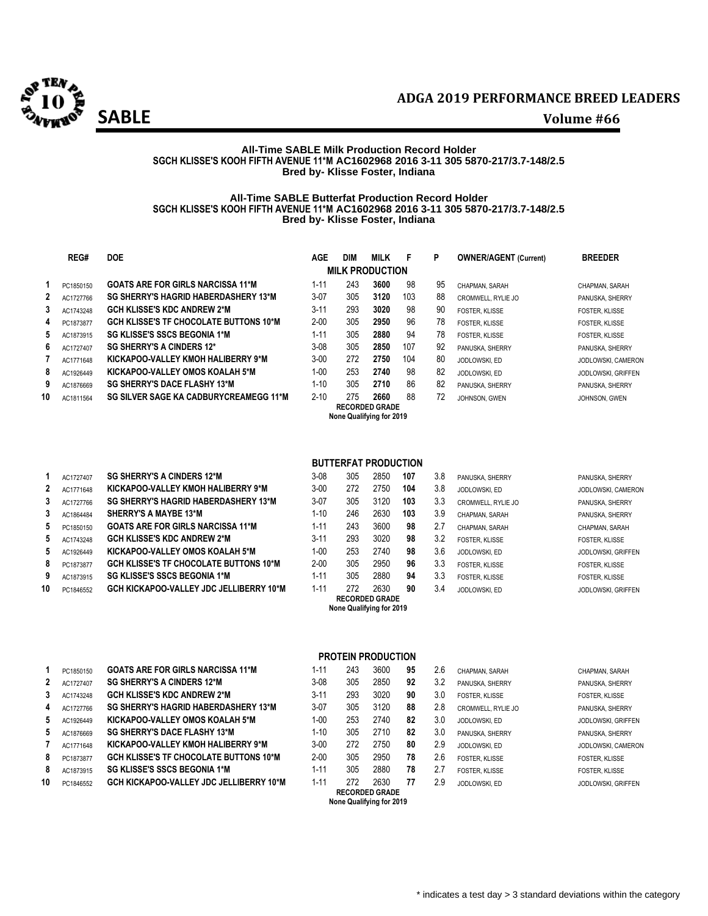# SABLE

## ADGA 2019 PERFORMANCE BREED LEADERS

Volume #66

**All-Time SABLE Milk Production Record Holder**
**SGCH KLISSE'S KOOH FIFTH AVENUE 11*M AC1602968 2016 3-11 305 5870-217/3.7-148/2.5**
**Bred by- Klisse Foster, Indiana**

**All-Time SABLE Butterfat Production Record Holder**
**SGCH KLISSE'S KOOH FIFTH AVENUE 11*M AC1602968 2016 3-11 305 5870-217/3.7-148/2.5**
**Bred by- Klisse Foster, Indiana**

### MILK PRODUCTION

| | REG# | DOE | AGE | DIM | MILK | F | P | OWNER/AGENT (Current) | BREEDER |
|---|---|---|---|---|---|---|---|---|---|
| 1 | PC1850150 | GOATS ARE FOR GIRLS NARCISSA 11*M | 1-11 | 243 | **3600** | 98 | 95 | CHAPMAN, SARAH | CHAPMAN, SARAH |
| 2 | AC1727766 | SG SHERRY'S HAGRID HABERDASHERY 13*M | 3-07 | 305 | **3120** | 103 | 88 | CROMWELL, RYLIE JO | PANUSKA, SHERRY |
| 3 | AC1743248 | GCH KLISSE'S KDC ANDREW 2*M | 3-11 | 293 | **3020** | 98 | 90 | FOSTER, KLISSE | FOSTER, KLISSE |
| 4 | PC1873877 | GCH KLISSE'S TF CHOCOLATE BUTTONS 10*M | 2-00 | 305 | **2950** | 96 | 78 | FOSTER, KLISSE | FOSTER, KLISSE |
| 5 | AC1873915 | SG KLISSE'S SSCS BEGONIA 1*M | 1-11 | 305 | **2880** | 94 | 78 | FOSTER, KLISSE | FOSTER, KLISSE |
| 6 | AC1727407 | SG SHERRY'S A CINDERS 12* | 3-08 | 305 | **2850** | 107 | 92 | PANUSKA, SHERRY | PANUSKA, SHERRY |
| 7 | AC1771648 | KICKAPOO-VALLEY KMOH HALIBERRY 9*M | 3-00 | 272 | **2750** | 104 | 80 | JODLOWSKI, ED | JODLOWSKI, CAMERON |
| 8 | AC1926449 | KICKAPOO-VALLEY OMOS KOALAH 5*M | 1-00 | 253 | **2740** | 98 | 82 | JODLOWSKI, ED | JODLOWSKI, GRIFFEN |
| 9 | AC1876669 | SG SHERRY'S DACE FLASHY 13*M | 1-10 | 305 | **2710** | 86 | 82 | PANUSKA, SHERRY | PANUSKA, SHERRY |
| 10 | AC1811564 | SG SILVER SAGE KA CADBURYCREAMEGG 11*M | 2-10 | 275 | **2660** | 88 | 72 | JOHNSON, GWEN | JOHNSON, GWEN |

**RECORDED GRADE**
**None Qualifying for 2019**

### BUTTERFAT PRODUCTION

| | REG# | DOE | AGE | DIM | MILK | F | % | OWNER/AGENT (Current) | BREEDER |
|---|---|---|---|---|---|---|---|---|---|
| 1 | AC1727407 | SG SHERRY'S A CINDERS 12*M | 3-08 | 305 | 2850 | **107** | 3.8 | PANUSKA, SHERRY | PANUSKA, SHERRY |
| 2 | AC1771648 | KICKAPOO-VALLEY KMOH HALIBERRY 9*M | 3-00 | 272 | 2750 | **104** | 3.8 | JODLOWSKI, ED | JODLOWSKI, CAMERON |
| 3 | AC1727766 | SG SHERRY'S HAGRID HABERDASHERY 13*M | 3-07 | 305 | 3120 | **103** | 3.3 | CROMWELL, RYLIE JO | PANUSKA, SHERRY |
| 3 | AC1864484 | SHERRY'S A MAYBE 13*M | 1-10 | 246 | 2630 | **103** | 3.9 | CHAPMAN, SARAH | PANUSKA, SHERRY |
| 5 | PC1850150 | GOATS ARE FOR GIRLS NARCISSA 11*M | 1-11 | 243 | 3600 | **98** | 2.7 | CHAPMAN, SARAH | CHAPMAN, SARAH |
| 5 | AC1743248 | GCH KLISSE'S KDC ANDREW 2*M | 3-11 | 293 | 3020 | **98** | 3.2 | FOSTER, KLISSE | FOSTER, KLISSE |
| 5 | AC1926449 | KICKAPOO-VALLEY OMOS KOALAH 5*M | 1-00 | 253 | 2740 | **98** | 3.6 | JODLOWSKI, ED | JODLOWSKI, GRIFFEN |
| 8 | PC1873877 | GCH KLISSE'S TF CHOCOLATE BUTTONS 10*M | 2-00 | 305 | 2950 | **96** | 3.3 | FOSTER, KLISSE | FOSTER, KLISSE |
| 9 | AC1873915 | SG KLISSE'S SSCS BEGONIA 1*M | 1-11 | 305 | 2880 | **94** | 3.3 | FOSTER, KLISSE | FOSTER, KLISSE |
| 10 | PC1846552 | GCH KICKAPOO-VALLEY JDC JELLIBERRY 10*M | 1-11 | 272 | 2630 | **90** | 3.4 | JODLOWSKI, ED | JODLOWSKI, GRIFFEN |

**RECORDED GRADE**
**None Qualifying for 2019**

### PROTEIN PRODUCTION

| | REG# | DOE | AGE | DIM | MILK | P | % | OWNER/AGENT (Current) | BREEDER |
|---|---|---|---|---|---|---|---|---|---|
| 1 | PC1850150 | GOATS ARE FOR GIRLS NARCISSA 11*M | 1-11 | 243 | 3600 | **95** | 2.6 | CHAPMAN, SARAH | CHAPMAN, SARAH |
| 2 | AC1727407 | SG SHERRY'S A CINDERS 12*M | 3-08 | 305 | 2850 | **92** | 3.2 | PANUSKA, SHERRY | PANUSKA, SHERRY |
| 3 | AC1743248 | GCH KLISSE'S KDC ANDREW 2*M | 3-11 | 293 | 3020 | **90** | 3.0 | FOSTER, KLISSE | FOSTER, KLISSE |
| 4 | AC1727766 | SG SHERRY'S HAGRID HABERDASHERY 13*M | 3-07 | 305 | 3120 | **88** | 2.8 | CROMWELL, RYLIE JO | PANUSKA, SHERRY |
| 5 | AC1926449 | KICKAPOO-VALLEY OMOS KOALAH 5*M | 1-00 | 253 | 2740 | **82** | 3.0 | JODLOWSKI, ED | JODLOWSKI, GRIFFEN |
| 5 | AC1876669 | SG SHERRY'S DACE FLASHY 13*M | 1-10 | 305 | 2710 | **82** | 3.0 | PANUSKA, SHERRY | PANUSKA, SHERRY |
| 7 | AC1771648 | KICKAPOO-VALLEY KMOH HALIBERRY 9*M | 3-00 | 272 | 2750 | **80** | 2.9 | JODLOWSKI, ED | JODLOWSKI, CAMERON |
| 8 | PC1873877 | GCH KLISSE'S TF CHOCOLATE BUTTONS 10*M | 2-00 | 305 | 2950 | **78** | 2.6 | FOSTER, KLISSE | FOSTER, KLISSE |
| 8 | AC1873915 | SG KLISSE'S SSCS BEGONIA 1*M | 1-11 | 305 | 2880 | **78** | 2.7 | FOSTER, KLISSE | FOSTER, KLISSE |
| 10 | PC1846552 | GCH KICKAPOO-VALLEY JDC JELLIBERRY 10*M | 1-11 | 272 | 2630 | **77** | 2.9 | JODLOWSKI, ED | JODLOWSKI, GRIFFEN |

**RECORDED GRADE**
**None Qualifying for 2019**

\* indicates a test day > 3 standard deviations within the category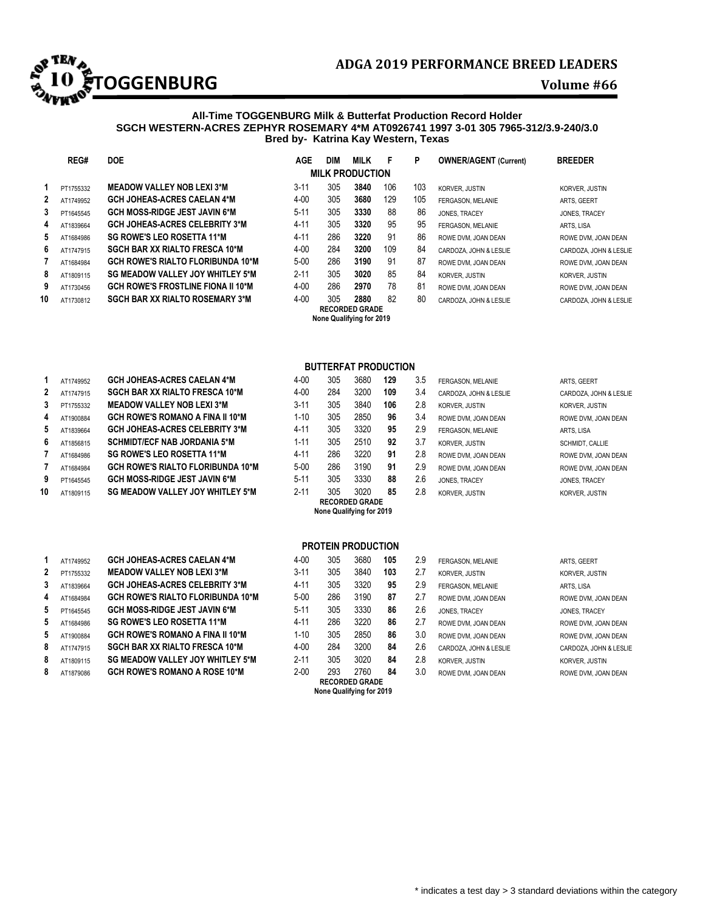# TOGGENBURG

## ADGA 2019 PERFORMANCE BREED LEADERS

**Volume #66**

**All-Time TOGGENBURG Milk & Butterfat Production Record Holder**
**SGCH WESTERN-ACRES ZEPHYR ROSEMARY 4*M AT0926741 1997 3-01 305 7965-312/3.9-240/3.0**
**Bred by- Katrina Kay Western, Texas**

### MILK PRODUCTION

| | REG# | DOE | AGE | DIM | MILK | F | P | OWNER/AGENT (Current) | BREEDER |
|---|---|---|---|---|---|---|---|---|---|
| 1 | PT1755332 | MEADOW VALLEY NOB LEXI 3*M | 3-11 | 305 | **3840** | 106 | 103 | KORVER, JUSTIN | KORVER, JUSTIN |
| 2 | AT1749952 | GCH JOHEAS-ACRES CAELAN 4*M | 4-00 | 305 | **3680** | 129 | 105 | FERGASON, MELANIE | ARTS, GEERT |
| 3 | PT1645545 | GCH MOSS-RIDGE JEST JAVIN 6*M | 5-11 | 305 | **3330** | 88 | 86 | JONES, TRACEY | JONES, TRACEY |
| 4 | AT1839664 | GCH JOHEAS-ACRES CELEBRITY 3*M | 4-11 | 305 | **3320** | 95 | 95 | FERGASON, MELANIE | ARTS, LISA |
| 5 | AT1684986 | SG ROWE'S LEO ROSETTA 11*M | 4-11 | 286 | **3220** | 91 | 86 | ROWE DVM, JOAN DEAN | ROWE DVM, JOAN DEAN |
| 6 | AT1747915 | SGCH BAR XX RIALTO FRESCA 10*M | 4-00 | 284 | **3200** | 109 | 84 | CARDOZA, JOHN & LESLIE | CARDOZA, JOHN & LESLIE |
| 7 | AT1684984 | GCH ROWE'S RIALTO FLORIBUNDA 10*M | 5-00 | 286 | **3190** | 91 | 87 | ROWE DVM, JOAN DEAN | ROWE DVM, JOAN DEAN |
| 8 | AT1809115 | SG MEADOW VALLEY JOY WHITLEY 5*M | 2-11 | 305 | **3020** | 85 | 84 | KORVER, JUSTIN | KORVER, JUSTIN |
| 9 | AT1730456 | GCH ROWE'S FROSTLINE FIONA II 10*M | 4-00 | 286 | **2970** | 78 | 81 | ROWE DVM, JOAN DEAN | ROWE DVM, JOAN DEAN |
| 10 | AT1730812 | SGCH BAR XX RIALTO ROSEMARY 3*M | 4-00 | 305 | **2880** | 82 | 80 | CARDOZA, JOHN & LESLIE | CARDOZA, JOHN & LESLIE |

**RECORDED GRADE**
**None Qualifying for 2019**

### BUTTERFAT PRODUCTION

| | REG# | DOE | AGE | DIM | MILK | F | % | OWNER/AGENT (Current) | BREEDER |
|---|---|---|---|---|---|---|---|---|---|
| 1 | AT1749952 | GCH JOHEAS-ACRES CAELAN 4*M | 4-00 | 305 | 3680 | **129** | 3.5 | FERGASON, MELANIE | ARTS, GEERT |
| 2 | AT1747915 | SGCH BAR XX RIALTO FRESCA 10*M | 4-00 | 284 | 3200 | **109** | 3.4 | CARDOZA, JOHN & LESLIE | CARDOZA, JOHN & LESLIE |
| 3 | PT1755332 | MEADOW VALLEY NOB LEXI 3*M | 3-11 | 305 | 3840 | **106** | 2.8 | KORVER, JUSTIN | KORVER, JUSTIN |
| 4 | AT1900884 | GCH ROWE'S ROMANO A FINA II 10*M | 1-10 | 305 | 2850 | **96** | 3.4 | ROWE DVM, JOAN DEAN | ROWE DVM, JOAN DEAN |
| 5 | AT1839664 | GCH JOHEAS-ACRES CELEBRITY 3*M | 4-11 | 305 | 3320 | **95** | 2.9 | FERGASON, MELANIE | ARTS, LISA |
| 6 | AT1856815 | SCHMIDT/ECF NAB JORDANIA 5*M | 1-11 | 305 | 2510 | **92** | 3.7 | KORVER, JUSTIN | SCHMIDT, CALLIE |
| 7 | AT1684986 | SG ROWE'S LEO ROSETTA 11*M | 4-11 | 286 | 3220 | **91** | 2.8 | ROWE DVM, JOAN DEAN | ROWE DVM, JOAN DEAN |
| 7 | AT1684984 | GCH ROWE'S RIALTO FLORIBUNDA 10*M | 5-00 | 286 | 3190 | **91** | 2.9 | ROWE DVM, JOAN DEAN | ROWE DVM, JOAN DEAN |
| 9 | PT1645545 | GCH MOSS-RIDGE JEST JAVIN 6*M | 5-11 | 305 | 3330 | **88** | 2.6 | JONES, TRACEY | JONES, TRACEY |
| 10 | AT1809115 | SG MEADOW VALLEY JOY WHITLEY 5*M | 2-11 | 305 | 3020 | **85** | 2.8 | KORVER, JUSTIN | KORVER, JUSTIN |

**RECORDED GRADE**
**None Qualifying for 2019**

### PROTEIN PRODUCTION

| | REG# | DOE | AGE | DIM | MILK | P | % | OWNER/AGENT (Current) | BREEDER |
|---|---|---|---|---|---|---|---|---|---|
| 1 | AT1749952 | GCH JOHEAS-ACRES CAELAN 4*M | 4-00 | 305 | 3680 | **105** | 2.9 | FERGASON, MELANIE | ARTS, GEERT |
| 2 | PT1755332 | MEADOW VALLEY NOB LEXI 3*M | 3-11 | 305 | 3840 | **103** | 2.7 | KORVER, JUSTIN | KORVER, JUSTIN |
| 3 | AT1839664 | GCH JOHEAS-ACRES CELEBRITY 3*M | 4-11 | 305 | 3320 | **95** | 2.9 | FERGASON, MELANIE | ARTS, LISA |
| 4 | AT1684984 | GCH ROWE'S RIALTO FLORIBUNDA 10*M | 5-00 | 286 | 3190 | **87** | 2.7 | ROWE DVM, JOAN DEAN | ROWE DVM, JOAN DEAN |
| 5 | PT1645545 | GCH MOSS-RIDGE JEST JAVIN 6*M | 5-11 | 305 | 3330 | **86** | 2.6 | JONES, TRACEY | JONES, TRACEY |
| 5 | AT1684986 | SG ROWE'S LEO ROSETTA 11*M | 4-11 | 286 | 3220 | **86** | 2.7 | ROWE DVM, JOAN DEAN | ROWE DVM, JOAN DEAN |
| 5 | AT1900884 | GCH ROWE'S ROMANO A FINA II 10*M | 1-10 | 305 | 2850 | **86** | 3.0 | ROWE DVM, JOAN DEAN | ROWE DVM, JOAN DEAN |
| 8 | AT1747915 | SGCH BAR XX RIALTO FRESCA 10*M | 4-00 | 284 | 3200 | **84** | 2.6 | CARDOZA, JOHN & LESLIE | CARDOZA, JOHN & LESLIE |
| 8 | AT1809115 | SG MEADOW VALLEY JOY WHITLEY 5*M | 2-11 | 305 | 3020 | **84** | 2.8 | KORVER, JUSTIN | KORVER, JUSTIN |
| 8 | AT1879086 | GCH ROWE'S ROMANO A ROSE 10*M | 2-00 | 293 | 2760 | **84** | 3.0 | ROWE DVM, JOAN DEAN | ROWE DVM, JOAN DEAN |

**RECORDED GRADE**
**None Qualifying for 2019**

* indicates a test day > 3 standard deviations within the category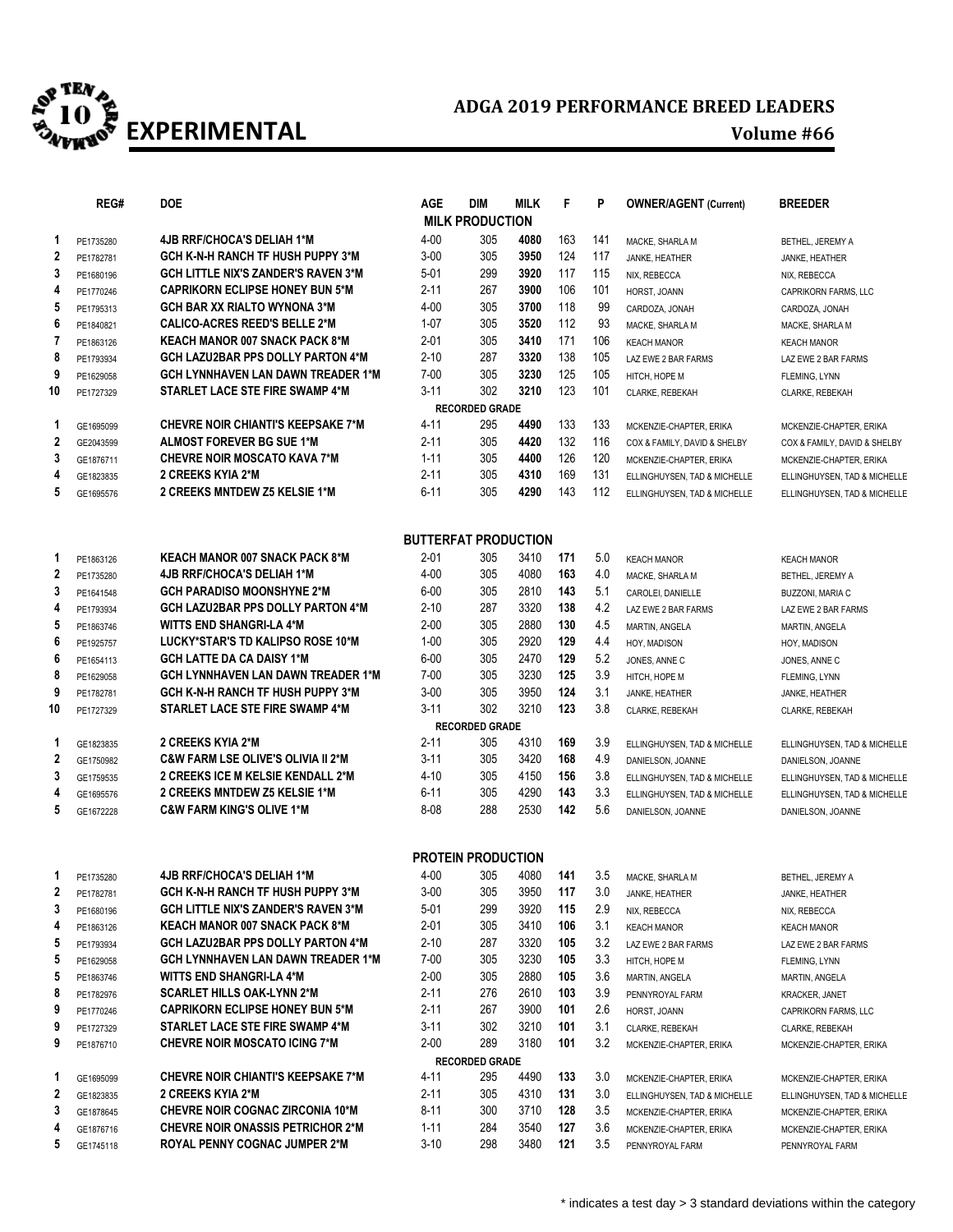# ADGA 2019 PERFORMANCE BREED LEADERS

## EXPERIMENTAL

**Volume #66**

| | REG# | DOE | AGE | DIM | MILK | F | P | OWNER/AGENT (Current) | BREEDER |
|---|---|---|---|---|---|---|---|---|---|
| | | | | **MILK PRODUCTION** | | | | | |
| 1 | PE1735280 | 4JB RRF/CHOCA'S DELIAH 1*M | 4-00 | 305 | **4080** | 163 | 141 | MACKE, SHARLA M | BETHEL, JEREMY A |
| 2 | PE1782781 | GCH K-N-H RANCH TF HUSH PUPPY 3*M | 3-00 | 305 | **3950** | 124 | 117 | JANKE, HEATHER | JANKE, HEATHER |
| 3 | PE1680196 | GCH LITTLE NIX'S ZANDER'S RAVEN 3*M | 5-01 | 299 | **3920** | 117 | 115 | NIX, REBECCA | NIX, REBECCA |
| 4 | PE1770246 | CAPRIKORN ECLIPSE HONEY BUN 5*M | 2-11 | 267 | **3900** | 106 | 101 | HORST, JOANN | CAPRIKORN FARMS, LLC |
| 5 | PE1795313 | GCH BAR XX RIALTO WYNONA 3*M | 4-00 | 305 | **3700** | 118 | 99 | CARDOZA, JONAH | CARDOZA, JONAH |
| 6 | PE1840821 | CALICO-ACRES REED'S BELLE 2*M | 1-07 | 305 | **3520** | 112 | 93 | MACKE, SHARLA M | MACKE, SHARLA M |
| 7 | PE1863126 | KEACH MANOR 007 SNACK PACK 8*M | 2-01 | 305 | **3410** | 171 | 106 | KEACH MANOR | KEACH MANOR |
| 8 | PE1793934 | GCH LAZU2BAR PPS DOLLY PARTON 4*M | 2-10 | 287 | **3320** | 138 | 105 | LAZ EWE 2 BAR FARMS | LAZ EWE 2 BAR FARMS |
| 9 | PE1629058 | GCH LYNNHAVEN LAN DAWN TREADER 1*M | 7-00 | 305 | **3230** | 125 | 105 | HITCH, HOPE M | FLEMING, LYNN |
| 10 | PE1727329 | STARLET LACE STE FIRE SWAMP 4*M | 3-11 | 302 | **3210** | 123 | 101 | CLARKE, REBEKAH | CLARKE, REBEKAH |
| | | | | **RECORDED GRADE** | | | | | |
| 1 | GE1695099 | CHEVRE NOIR CHIANTI'S KEEPSAKE 7*M | 4-11 | 295 | **4490** | 133 | 133 | MCKENZIE-CHAPTER, ERIKA | MCKENZIE-CHAPTER, ERIKA |
| 2 | GE2043599 | ALMOST FOREVER BG SUE 1*M | 2-11 | 305 | **4420** | 132 | 116 | COX & FAMILY, DAVID & SHELBY | COX & FAMILY, DAVID & SHELBY |
| 3 | GE1876711 | CHEVRE NOIR MOSCATO KAVA 7*M | 1-11 | 305 | **4400** | 126 | 120 | MCKENZIE-CHAPTER, ERIKA | MCKENZIE-CHAPTER, ERIKA |
| 4 | GE1823835 | 2 CREEKS KYIA 2*M | 2-11 | 305 | **4310** | 169 | 131 | ELLINGHUYSEN, TAD & MICHELLE | ELLINGHUYSEN, TAD & MICHELLE |
| 5 | GE1695576 | 2 CREEKS MNTDEW Z5 KELSIE 1*M | 6-11 | 305 | **4290** | 143 | 112 | ELLINGHUYSEN, TAD & MICHELLE | ELLINGHUYSEN, TAD & MICHELLE |

| | REG# | DOE | AGE | DIM | MILK | F | % | OWNER/AGENT (Current) | BREEDER |
|---|---|---|---|---|---|---|---|---|---|
| | | | | **BUTTERFAT PRODUCTION** | | | | | |
| 1 | PE1863126 | KEACH MANOR 007 SNACK PACK 8*M | 2-01 | 305 | 3410 | **171** | 5.0 | KEACH MANOR | KEACH MANOR |
| 2 | PE1735280 | 4JB RRF/CHOCA'S DELIAH 1*M | 4-00 | 305 | 4080 | **163** | 4.0 | MACKE, SHARLA M | BETHEL, JEREMY A |
| 3 | PE1641548 | GCH PARADISO MOONSHYNE 2*M | 6-00 | 305 | 2810 | **143** | 5.1 | CAROLEI, DANIELLE | BUZZONI, MARIA C |
| 4 | PE1793934 | GCH LAZU2BAR PPS DOLLY PARTON 4*M | 2-10 | 287 | 3320 | **138** | 4.2 | LAZ EWE 2 BAR FARMS | LAZ EWE 2 BAR FARMS |
| 5 | PE1863746 | WITTS END SHANGRI-LA 4*M | 2-00 | 305 | 2880 | **130** | 4.5 | MARTIN, ANGELA | MARTIN, ANGELA |
| 6 | PE1925757 | LUCKY*STAR'S TD KALIPSO ROSE 10*M | 1-00 | 305 | 2920 | **129** | 4.4 | HOY, MADISON | HOY, MADISON |
| 6 | PE1654113 | GCH LATTE DA CA DAISY 1*M | 6-00 | 305 | 2470 | **129** | 5.2 | JONES, ANNE C | JONES, ANNE C |
| 8 | PE1629058 | GCH LYNNHAVEN LAN DAWN TREADER 1*M | 7-00 | 305 | 3230 | **125** | 3.9 | HITCH, HOPE M | FLEMING, LYNN |
| 9 | PE1782781 | GCH K-N-H RANCH TF HUSH PUPPY 3*M | 3-00 | 305 | 3950 | **124** | 3.1 | JANKE, HEATHER | JANKE, HEATHER |
| 10 | PE1727329 | STARLET LACE STE FIRE SWAMP 4*M | 3-11 | 302 | 3210 | **123** | 3.8 | CLARKE, REBEKAH | CLARKE, REBEKAH |
| | | | | **RECORDED GRADE** | | | | | |
| 1 | GE1823835 | 2 CREEKS KYIA 2*M | 2-11 | 305 | 4310 | **169** | 3.9 | ELLINGHUYSEN, TAD & MICHELLE | ELLINGHUYSEN, TAD & MICHELLE |
| 2 | GE1750982 | C&W FARM LSE OLIVE'S OLIVIA II 2*M | 3-11 | 305 | 3420 | **168** | 4.9 | DANIELSON, JOANNE | DANIELSON, JOANNE |
| 3 | GE1759535 | 2 CREEKS ICE M KELSIE KENDALL 2*M | 4-10 | 305 | 4150 | **156** | 3.8 | ELLINGHUYSEN, TAD & MICHELLE | ELLINGHUYSEN, TAD & MICHELLE |
| 4 | GE1695576 | 2 CREEKS MNTDEW Z5 KELSIE 1*M | 6-11 | 305 | 4290 | **143** | 3.3 | ELLINGHUYSEN, TAD & MICHELLE | ELLINGHUYSEN, TAD & MICHELLE |
| 5 | GE1672228 | C&W FARM KING'S OLIVE 1*M | 8-08 | 288 | 2530 | **142** | 5.6 | DANIELSON, JOANNE | DANIELSON, JOANNE |

| | REG# | DOE | AGE | DIM | MILK | P | % | OWNER/AGENT (Current) | BREEDER |
|---|---|---|---|---|---|---|---|---|---|
| | | | | **PROTEIN PRODUCTION** | | | | | |
| 1 | PE1735280 | 4JB RRF/CHOCA'S DELIAH 1*M | 4-00 | 305 | 4080 | **141** | 3.5 | MACKE, SHARLA M | BETHEL, JEREMY A |
| 2 | PE1782781 | GCH K-N-H RANCH TF HUSH PUPPY 3*M | 3-00 | 305 | 3950 | **117** | 3.0 | JANKE, HEATHER | JANKE, HEATHER |
| 3 | PE1680196 | GCH LITTLE NIX'S ZANDER'S RAVEN 3*M | 5-01 | 299 | 3920 | **115** | 2.9 | NIX, REBECCA | NIX, REBECCA |
| 4 | PE1863126 | KEACH MANOR 007 SNACK PACK 8*M | 2-01 | 305 | 3410 | **106** | 3.1 | KEACH MANOR | KEACH MANOR |
| 5 | PE1793934 | GCH LAZU2BAR PPS DOLLY PARTON 4*M | 2-10 | 287 | 3320 | **105** | 3.2 | LAZ EWE 2 BAR FARMS | LAZ EWE 2 BAR FARMS |
| 5 | PE1629058 | GCH LYNNHAVEN LAN DAWN TREADER 1*M | 7-00 | 305 | 3230 | **105** | 3.3 | HITCH, HOPE M | FLEMING, LYNN |
| 5 | PE1863746 | WITTS END SHANGRI-LA 4*M | 2-00 | 305 | 2880 | **105** | 3.6 | MARTIN, ANGELA | MARTIN, ANGELA |
| 8 | PE1782976 | SCARLET HILLS OAK-LYNN 2*M | 2-11 | 276 | 2610 | **103** | 3.9 | PENNYROYAL FARM | KRACKER, JANET |
| 9 | PE1770246 | CAPRIKORN ECLIPSE HONEY BUN 5*M | 2-11 | 267 | 3900 | **101** | 2.6 | HORST, JOANN | CAPRIKORN FARMS, LLC |
| 9 | PE1727329 | STARLET LACE STE FIRE SWAMP 4*M | 3-11 | 302 | 3210 | **101** | 3.1 | CLARKE, REBEKAH | CLARKE, REBEKAH |
| 9 | PE1876710 | CHEVRE NOIR MOSCATO ICING 7*M | 2-00 | 289 | 3180 | **101** | 3.2 | MCKENZIE-CHAPTER, ERIKA | MCKENZIE-CHAPTER, ERIKA |
| | | | | **RECORDED GRADE** | | | | | |
| 1 | GE1695099 | CHEVRE NOIR CHIANTI'S KEEPSAKE 7*M | 4-11 | 295 | 4490 | **133** | 3.0 | MCKENZIE-CHAPTER, ERIKA | MCKENZIE-CHAPTER, ERIKA |
| 2 | GE1823835 | 2 CREEKS KYIA 2*M | 2-11 | 305 | 4310 | **131** | 3.0 | ELLINGHUYSEN, TAD & MICHELLE | ELLINGHUYSEN, TAD & MICHELLE |
| 3 | GE1878645 | CHEVRE NOIR COGNAC ZIRCONIA 10*M | 8-11 | 300 | 3710 | **128** | 3.5 | MCKENZIE-CHAPTER, ERIKA | MCKENZIE-CHAPTER, ERIKA |
| 4 | GE1876716 | CHEVRE NOIR ONASSIS PETRICHOR 2*M | 1-11 | 284 | 3540 | **127** | 3.6 | MCKENZIE-CHAPTER, ERIKA | MCKENZIE-CHAPTER, ERIKA |
| 5 | GE1745118 | ROYAL PENNY COGNAC JUMPER 2*M | 3-10 | 298 | 3480 | **121** | 3.5 | PENNYROYAL FARM | PENNYROYAL FARM |

\* indicates a test day > 3 standard deviations within the category